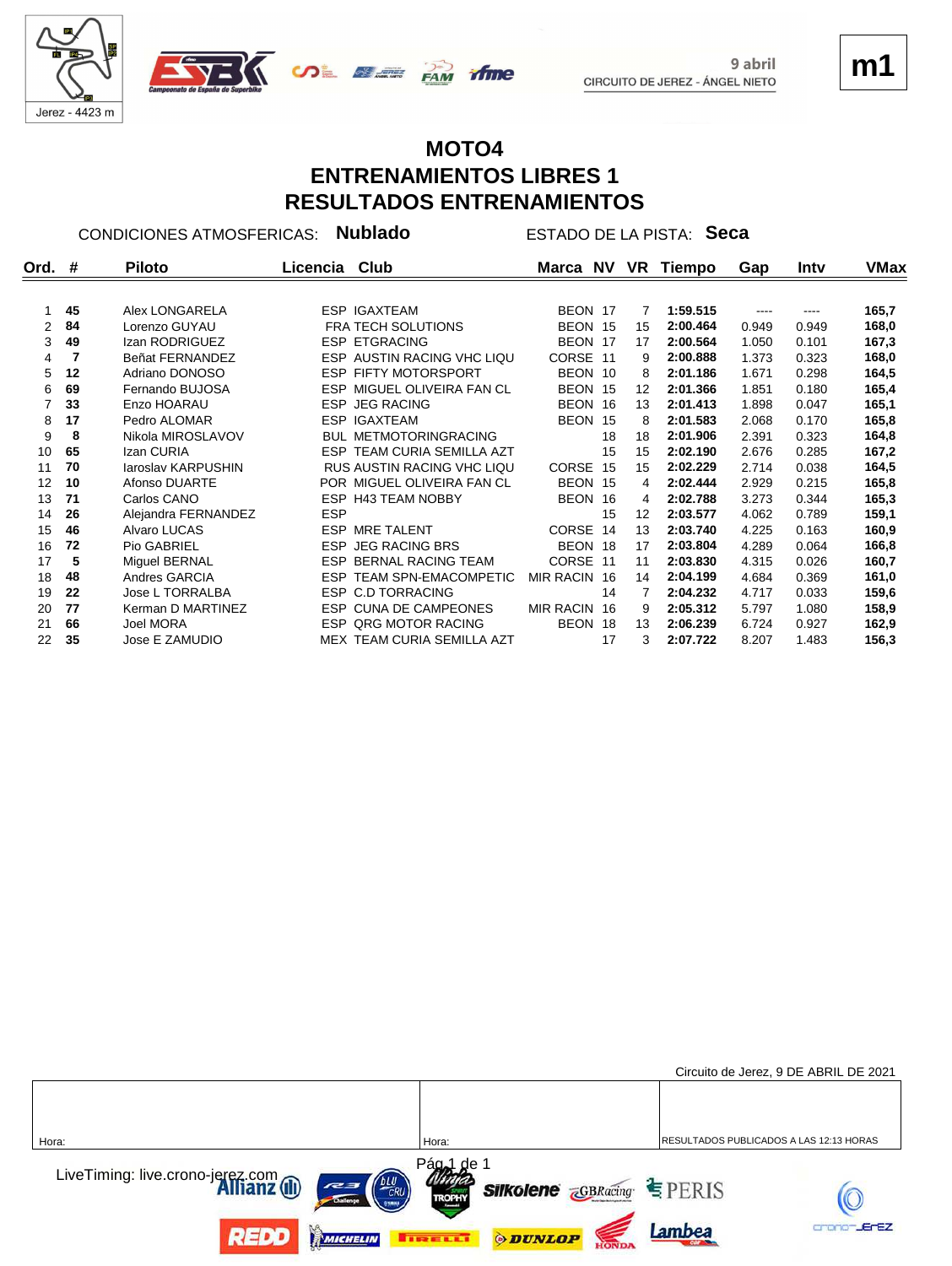Jerez - 4423 m

9 abril
CIRCUITO DE JEREZ - ÁNGEL NIETO

m1

# MOTO4
## ENTRENAMIENTOS LIBRES 1
## RESULTADOS ENTRENAMIENTOS

CONDICIONES ATMOSFERICAS: **Nublado** ESTADO DE LA PISTA: **Seca**

| Ord. | # | Piloto | Licencia | Club | Marca | NV | VR | Tiempo | Gap | Intv | VMax |
|---|---|---|---|---|---|---|---|---|---|---|---|
| 1 | **45** | Alex LONGARELA | ESP | IGAXTEAM | BEON | 17 | 7 | **1:59.515** | ---- | ---- | **165,7** |
| 2 | **84** | Lorenzo GUYAU | FRA | TECH SOLUTIONS | BEON | 15 | 15 | **2:00.464** | 0.949 | 0.949 | **168,0** |
| 3 | **49** | Izan RODRIGUEZ | ESP | ETGRACING | BEON | 17 | 17 | **2:00.564** | 1.050 | 0.101 | **167,3** |
| 4 | **7** | Beñat FERNANDEZ | ESP | AUSTIN RACING VHC LIQU | CORSE | 11 | 9 | **2:00.888** | 1.373 | 0.323 | **168,0** |
| 5 | **12** | Adriano DONOSO | ESP | FIFTY MOTORSPORT | BEON | 10 | 8 | **2:01.186** | 1.671 | 0.298 | **164,5** |
| 6 | **69** | Fernando BUJOSA | ESP | MIGUEL OLIVEIRA FAN CL | BEON | 15 | 12 | **2:01.366** | 1.851 | 0.180 | **165,4** |
| 7 | **33** | Enzo HOARAU | ESP | JEG RACING | BEON | 16 | 13 | **2:01.413** | 1.898 | 0.047 | **165,1** |
| 8 | **17** | Pedro ALOMAR | ESP | IGAXTEAM | BEON | 15 | 8 | **2:01.583** | 2.068 | 0.170 | **165,8** |
| 9 | **8** | Nikola MIROSLAVOV | BUL | METMOTORINGRACING | | 18 | 18 | **2:01.906** | 2.391 | 0.323 | **164,8** |
| 10 | **65** | Izan CURIA | ESP | TEAM CURIA SEMILLA AZT | | 15 | 15 | **2:02.190** | 2.676 | 0.285 | **167,2** |
| 11 | **70** | Iaroslav KARPUSHIN | RUS | AUSTIN RACING VHC LIQU | CORSE | 15 | 15 | **2:02.229** | 2.714 | 0.038 | **164,5** |
| 12 | **10** | Afonso DUARTE | POR | MIGUEL OLIVEIRA FAN CL | BEON | 15 | 4 | **2:02.444** | 2.929 | 0.215 | **165,8** |
| 13 | **71** | Carlos CANO | ESP | H43 TEAM NOBBY | BEON | 16 | 4 | **2:02.788** | 3.273 | 0.344 | **165,3** |
| 14 | **26** | Alejandra FERNANDEZ | ESP | | | 15 | 12 | **2:03.577** | 4.062 | 0.789 | **159,1** |
| 15 | **46** | Alvaro LUCAS | ESP | MRE TALENT | CORSE | 14 | 13 | **2:03.740** | 4.225 | 0.163 | **160,9** |
| 16 | **72** | Pio GABRIEL | ESP | JEG RACING BRS | BEON | 18 | 17 | **2:03.804** | 4.289 | 0.064 | **166,8** |
| 17 | **5** | Miguel BERNAL | ESP | BERNAL RACING TEAM | CORSE | 11 | 11 | **2:03.830** | 4.315 | 0.026 | **160,7** |
| 18 | **48** | Andres GARCIA | ESP | TEAM SPN-EMACOMPETIC | MIR RACIN | 16 | 14 | **2:04.199** | 4.684 | 0.369 | **161,0** |
| 19 | **22** | Jose L TORRALBA | ESP | C.D TORRACING | | 14 | 7 | **2:04.232** | 4.717 | 0.033 | **159,6** |
| 20 | **77** | Kerman D MARTINEZ | ESP | CUNA DE CAMPEONES | MIR RACIN | 16 | 9 | **2:05.312** | 5.797 | 1.080 | **158,9** |
| 21 | **66** | Joel MORA | ESP | QRG MOTOR RACING | BEON | 18 | 13 | **2:06.239** | 6.724 | 0.927 | **162,9** |
| 22 | **35** | Jose E ZAMUDIO | MEX | TEAM CURIA SEMILLA AZT | | 17 | 3 | **2:07.722** | 8.207 | 1.483 | **156,3** |

Circuito de Jerez, 9 DE ABRIL DE 2021

| Hora: | Hora: | RESULTADOS PUBLICADOS A LAS 12:13 HORAS |
|---|---|---|

LiveTiming: live.crono-jerez.com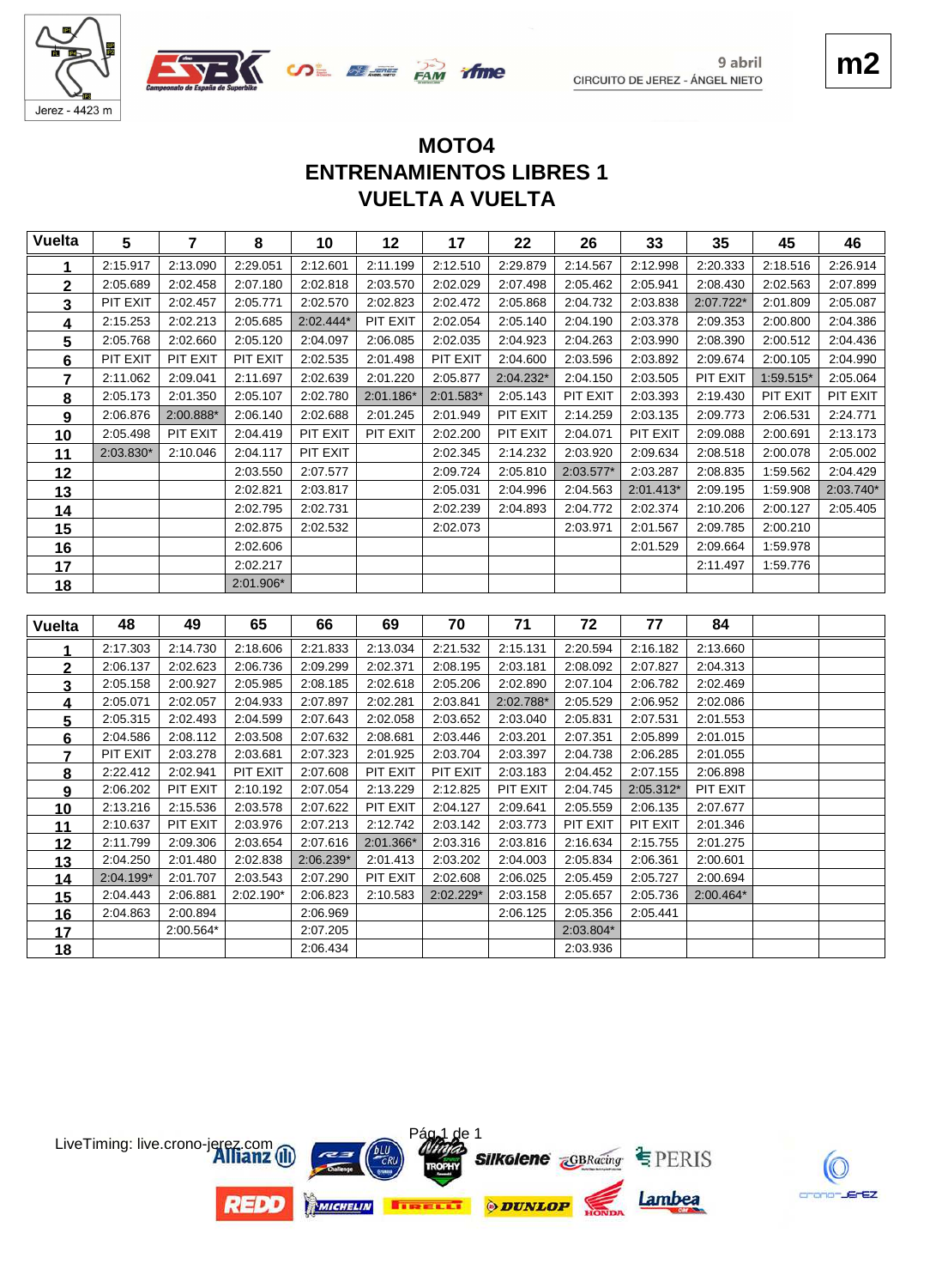Jerez - 4423 m

9 abril
CIRCUITO DE JEREZ - ÁNGEL NIETO

m2

# MOTO4
# ENTRENAMIENTOS LIBRES 1
# VUELTA A VUELTA

| Vuelta | 5 | 7 | 8 | 10 | 12 | 17 | 22 | 26 | 33 | 35 | 45 | 46 |
|---|---|---|---|---|---|---|---|---|---|---|---|---|
| 1 | 2:15.917 | 2:13.090 | 2:29.051 | 2:12.601 | 2:11.199 | 2:12.510 | 2:29.879 | 2:14.567 | 2:12.998 | 2:20.333 | 2:18.516 | 2:26.914 |
| 2 | 2:05.689 | 2:02.458 | 2:07.180 | 2:02.818 | 2:03.570 | 2:02.029 | 2:07.498 | 2:05.462 | 2:05.941 | 2:08.430 | 2:02.563 | 2:07.899 |
| 3 | PIT EXIT | 2:02.457 | 2:05.771 | 2:02.570 | 2:02.823 | 2:02.472 | 2:05.868 | 2:04.732 | 2:03.838 | 2:07.722* | 2:01.809 | 2:05.087 |
| 4 | 2:15.253 | 2:02.213 | 2:05.685 | 2:02.444* | PIT EXIT | 2:02.054 | 2:05.140 | 2:04.190 | 2:03.378 | 2:09.353 | 2:00.800 | 2:04.386 |
| 5 | 2:05.768 | 2:02.660 | 2:05.120 | 2:04.097 | 2:06.085 | 2:02.035 | 2:04.923 | 2:04.263 | 2:03.990 | 2:08.390 | 2:00.512 | 2:04.436 |
| 6 | PIT EXIT | PIT EXIT | PIT EXIT | 2:02.535 | 2:01.498 | PIT EXIT | 2:04.600 | 2:03.596 | 2:03.892 | 2:09.674 | 2:00.105 | 2:04.990 |
| 7 | 2:11.062 | 2:09.041 | 2:11.697 | 2:02.639 | 2:01.220 | 2:05.877 | 2:04.232* | 2:04.150 | 2:03.505 | PIT EXIT | 1:59.515* | 2:05.064 |
| 8 | 2:05.173 | 2:01.350 | 2:05.107 | 2:02.780 | 2:01.186* | 2:01.583* | 2:05.143 | PIT EXIT | 2:03.393 | 2:19.430 | PIT EXIT | PIT EXIT |
| 9 | 2:06.876 | 2:00.888* | 2:06.140 | 2:02.688 | 2:01.245 | 2:01.949 | PIT EXIT | 2:14.259 | 2:03.135 | 2:09.773 | 2:06.531 | 2:24.771 |
| 10 | 2:05.498 | PIT EXIT | 2:04.419 | PIT EXIT | PIT EXIT | 2:02.200 | PIT EXIT | 2:04.071 | PIT EXIT | 2:09.088 | 2:00.691 | 2:13.173 |
| 11 | 2:03.830* | 2:10.046 | 2:04.117 | PIT EXIT | | 2:02.345 | 2:14.232 | 2:03.920 | 2:09.634 | 2:08.518 | 2:00.078 | 2:05.002 |
| 12 | | | 2:03.550 | 2:07.577 | | 2:09.724 | 2:05.810 | 2:03.577* | 2:03.287 | 2:08.835 | 1:59.562 | 2:04.429 |
| 13 | | | 2:02.821 | 2:03.817 | | 2:05.031 | 2:04.996 | 2:04.563 | 2:01.413* | 2:09.195 | 1:59.908 | 2:03.740* |
| 14 | | | 2:02.795 | 2:02.731 | | 2:02.239 | 2:04.893 | 2:04.772 | 2:02.374 | 2:10.206 | 2:00.127 | 2:05.405 |
| 15 | | | 2:02.875 | 2:02.532 | | 2:02.073 | | 2:03.971 | 2:01.567 | 2:09.785 | 2:00.210 | |
| 16 | | | 2:02.606 | | | | | | 2:01.529 | 2:09.664 | 1:59.978 | |
| 17 | | | 2:02.217 | | | | | | | 2:11.497 | 1:59.776 | |
| 18 | | | 2:01.906* | | | | | | | | | |

| Vuelta | 48 | 49 | 65 | 66 | 69 | 70 | 71 | 72 | 77 | 84 | | |
|---|---|---|---|---|---|---|---|---|---|---|---|---|
| 1 | 2:17.303 | 2:14.730 | 2:18.606 | 2:21.833 | 2:13.034 | 2:21.532 | 2:15.131 | 2:20.594 | 2:16.182 | 2:13.660 | | |
| 2 | 2:06.137 | 2:02.623 | 2:06.736 | 2:09.299 | 2:02.371 | 2:08.195 | 2:03.181 | 2:08.092 | 2:07.827 | 2:04.313 | | |
| 3 | 2:05.158 | 2:00.927 | 2:05.985 | 2:08.185 | 2:02.618 | 2:05.206 | 2:02.890 | 2:07.104 | 2:06.782 | 2:02.469 | | |
| 4 | 2:05.071 | 2:02.057 | 2:04.933 | 2:07.897 | 2:02.281 | 2:03.841 | 2:02.788* | 2:05.529 | 2:06.952 | 2:02.086 | | |
| 5 | 2:05.315 | 2:02.493 | 2:04.599 | 2:07.643 | 2:02.058 | 2:03.652 | 2:03.040 | 2:05.831 | 2:07.531 | 2:01.553 | | |
| 6 | 2:04.586 | 2:08.112 | 2:03.508 | 2:07.632 | 2:08.681 | 2:03.446 | 2:03.201 | 2:07.351 | 2:05.899 | 2:01.015 | | |
| 7 | PIT EXIT | 2:03.278 | 2:03.681 | 2:07.323 | 2:01.925 | 2:03.704 | 2:03.397 | 2:04.738 | 2:06.285 | 2:01.055 | | |
| 8 | 2:22.412 | 2:02.941 | PIT EXIT | 2:07.608 | PIT EXIT | PIT EXIT | 2:03.183 | 2:04.452 | 2:07.155 | 2:06.898 | | |
| 9 | 2:06.202 | PIT EXIT | 2:10.192 | 2:07.054 | 2:13.229 | 2:12.825 | PIT EXIT | 2:04.745 | 2:05.312* | PIT EXIT | | |
| 10 | 2:13.216 | 2:15.536 | 2:03.578 | 2:07.622 | PIT EXIT | 2:04.127 | 2:09.641 | 2:05.559 | 2:06.135 | 2:07.677 | | |
| 11 | 2:10.637 | PIT EXIT | 2:03.976 | 2:07.213 | 2:12.742 | 2:03.142 | 2:03.773 | PIT EXIT | PIT EXIT | 2:01.346 | | |
| 12 | 2:11.799 | 2:09.306 | 2:03.654 | 2:07.616 | 2:01.366* | 2:03.316 | 2:03.816 | 2:16.634 | 2:15.755 | 2:01.275 | | |
| 13 | 2:04.250 | 2:01.480 | 2:02.838 | 2:06.239* | 2:01.413 | 2:03.202 | 2:04.003 | 2:05.834 | 2:06.361 | 2:00.601 | | |
| 14 | 2:04.199* | 2:01.707 | 2:03.543 | 2:07.290 | PIT EXIT | 2:02.608 | 2:06.025 | 2:05.459 | 2:05.727 | 2:00.694 | | |
| 15 | 2:04.443 | 2:06.881 | 2:02.190* | 2:06.823 | 2:10.583 | 2:02.229* | 2:03.158 | 2:05.657 | 2:05.736 | 2:00.464* | | |
| 16 | 2:04.863 | 2:00.894 | | 2:06.969 | | | 2:06.125 | 2:05.356 | 2:05.441 | | | |
| 17 | | 2:00.564* | | 2:07.205 | | | | 2:03.804* | | | | |
| 18 | | | | 2:06.434 | | | | 2:03.936 | | | | |

LiveTiming: live.crono-jerez.com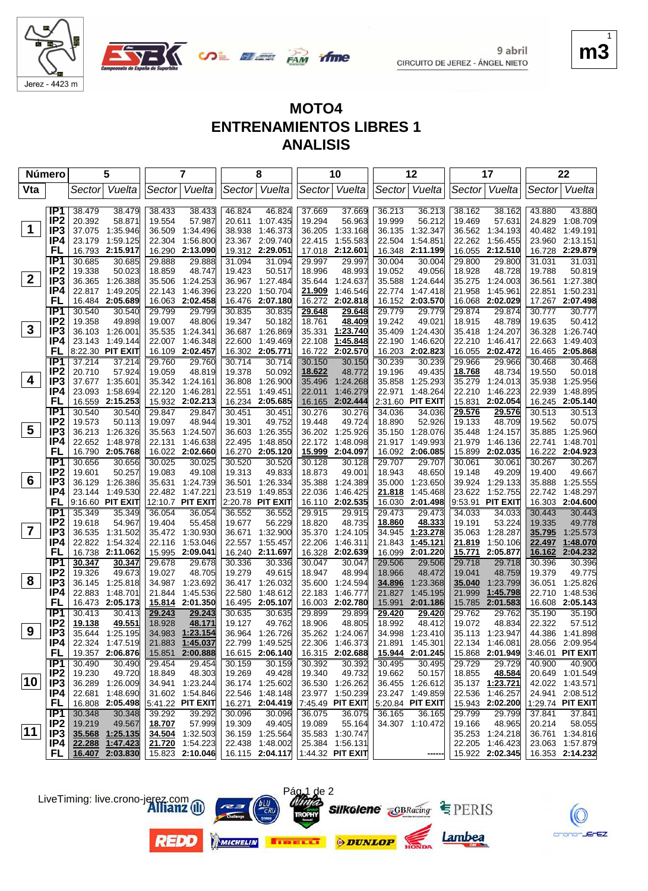# MOTO4

# ENTRENAMIENTOS LIBRES 1

# ANALISIS

| Vta | | 5 Sector | 5 Vuelta | 7 Sector | 7 Vuelta | 8 Sector | 8 Vuelta | 10 Sector | 10 Vuelta | 12 Sector | 12 Vuelta | 17 Sector | 17 Vuelta | 22 Sector | 22 Vuelta |
|---|---|---|---|---|---|---|---|---|---|---|---|---|---|---|---|
| 1 | IP1 | 38.479 | 38.479 | 38.433 | 38.433 | 46.824 | 46.824 | 37.669 | 37.669 | 36.213 | 36.213 | 38.162 | 38.162 | 43.880 | 43.880 |
| | IP2 | 20.392 | 58.871 | 19.554 | 57.987 | 20.611 | 1:07.435 | 19.294 | 56.963 | 19.999 | 56.212 | 19.469 | 57.631 | 24.829 | 1:08.709 |
| | IP3 | 37.075 | 1:35.946 | 36.509 | 1:34.496 | 38.938 | 1:46.373 | 36.205 | 1:33.168 | 36.135 | 1:32.347 | 36.562 | 1:34.193 | 40.482 | 1:49.191 |
| | IP4 | 23.179 | 1:59.125 | 22.304 | 1:56.800 | 23.367 | 2:09.740 | 22.415 | 1:55.583 | 22.504 | 1:54.851 | 22.262 | 1:56.455 | 23.960 | 2:13.151 |
| | FL | 16.793 | 2:15.917 | 16.290 | 2:13.090 | 19.312 | 2:29.051 | 17.018 | 2:12.601 | 16.348 | 2:11.199 | 16.055 | 2:12.510 | 16.728 | 2:29.879 |
| 2 | IP1 | 30.685 | 30.685 | 29.888 | 29.888 | 31.094 | 31.094 | 29.997 | 29.997 | 30.004 | 30.004 | 29.800 | 29.800 | 31.031 | 31.031 |
| | IP2 | 19.338 | 50.023 | 18.859 | 48.747 | 19.423 | 50.517 | 18.996 | 48.993 | 19.052 | 49.056 | 18.928 | 48.728 | 19.788 | 50.819 |
| | IP3 | 36.365 | 1:26.388 | 35.506 | 1:24.253 | 36.967 | 1:27.484 | 35.644 | 1:24.637 | 35.588 | 1:24.644 | 35.275 | 1:24.003 | 36.561 | 1:27.380 |
| | IP4 | 22.817 | 1:49.205 | 22.143 | 1:46.396 | 23.220 | 1:50.704 | 21.909 | 1:46.546 | 22.774 | 1:47.418 | 21.958 | 1:45.961 | 22.851 | 1:50.231 |
| | FL | 16.484 | 2:05.689 | 16.063 | 2:02.458 | 16.476 | 2:07.180 | 16.272 | 2:02.818 | 16.152 | 2:03.570 | 16.068 | 2:02.029 | 17.267 | 2:07.498 |
| 3 | IP1 | 30.540 | 30.540 | 29.799 | 29.799 | 30.835 | 30.835 | 29.648 | 29.648 | 29.779 | 29.779 | 29.874 | 29.874 | 30.777 | 30.777 |
| | IP2 | 19.358 | 49.898 | 19.007 | 48.806 | 19.347 | 50.182 | 18.761 | 48.409 | 19.242 | 49.021 | 18.915 | 48.789 | 19.635 | 50.412 |
| | IP3 | 36.103 | 1:26.001 | 35.535 | 1:24.341 | 36.687 | 1:26.869 | 35.331 | 1:23.740 | 35.409 | 1:24.430 | 35.418 | 1:24.207 | 36.328 | 1:26.740 |
| | IP4 | 23.143 | 1:49.144 | 22.007 | 1:46.348 | 22.600 | 1:49.469 | 22.108 | 1:45.848 | 22.190 | 1:46.620 | 22.210 | 1:46.417 | 22.663 | 1:49.403 |
| | FL | 8:22.30 | PIT EXIT | 16.109 | 2:02.457 | 16.302 | 2:05.771 | 16.722 | 2:02.570 | 16.203 | 2:02.823 | 16.055 | 2:02.472 | 16.465 | 2:05.868 |
| 4 | IP1 | 37.214 | 37.214 | 29.760 | 29.760 | 30.714 | 30.714 | 30.150 | 30.150 | 30.239 | 30.239 | 29.966 | 29.966 | 30.468 | 30.468 |
| | IP2 | 20.710 | 57.924 | 19.059 | 48.819 | 19.378 | 50.092 | 18.622 | 48.772 | 19.196 | 49.435 | 18.768 | 48.734 | 19.550 | 50.018 |
| | IP3 | 37.677 | 1:35.601 | 35.342 | 1:24.161 | 36.808 | 1:26.900 | 35.496 | 1:24.268 | 35.858 | 1:25.293 | 35.279 | 1:24.013 | 35.938 | 1:25.956 |
| | IP4 | 23.093 | 1:58.694 | 22.120 | 1:46.281 | 22.551 | 1:49.451 | 22.011 | 1:46.279 | 22.971 | 1:48.264 | 22.210 | 1:46.223 | 22.939 | 1:48.895 |
| | FL | 16.559 | 2:15.253 | 15.932 | 2:02.213 | 16.234 | 2:05.685 | 16.165 | 2:02.444 | 2:31.60 | PIT EXIT | 15.831 | 2:02.054 | 16.245 | 2:05.140 |
| 5 | IP1 | 30.540 | 30.540 | 29.847 | 29.847 | 30.451 | 30.451 | 30.276 | 30.276 | 34.036 | 34.036 | 29.576 | 29.576 | 30.513 | 30.513 |
| | IP2 | 19.573 | 50.113 | 19.097 | 48.944 | 19.301 | 49.752 | 19.448 | 49.724 | 18.890 | 52.926 | 19.133 | 48.709 | 19.562 | 50.075 |
| | IP3 | 36.213 | 1:26.326 | 35.563 | 1:24.507 | 36.603 | 1:26.355 | 36.202 | 1:25.926 | 35.150 | 1:28.076 | 35.448 | 1:24.157 | 35.885 | 1:25.960 |
| | IP4 | 22.652 | 1:48.978 | 22.131 | 1:46.638 | 22.495 | 1:48.850 | 22.172 | 1:48.098 | 21.917 | 1:49.993 | 21.979 | 1:46.136 | 22.741 | 1:48.701 |
| | FL | 16.790 | 2:05.768 | 16.022 | 2:02.660 | 16.270 | 2:05.120 | 15.999 | 2:04.097 | 16.092 | 2:06.085 | 15.899 | 2:02.035 | 16.222 | 2:04.923 |
| 6 | IP1 | 30.656 | 30.656 | 30.025 | 30.025 | 30.520 | 30.520 | 30.128 | 30.128 | 29.707 | 29.707 | 30.061 | 30.061 | 30.267 | 30.267 |
| | IP2 | 19.601 | 50.257 | 19.083 | 49.108 | 19.313 | 49.833 | 18.873 | 49.001 | 18.943 | 48.650 | 19.148 | 49.209 | 19.400 | 49.667 |
| | IP3 | 36.129 | 1:26.386 | 35.631 | 1:24.739 | 36.501 | 1:26.334 | 35.388 | 1:24.389 | 35.000 | 1:23.650 | 39.924 | 1:29.133 | 35.888 | 1:25.555 |
| | IP4 | 23.144 | 1:49.530 | 22.482 | 1:47.221 | 23.519 | 1:49.853 | 22.036 | 1:46.425 | 21.818 | 1:45.468 | 23.622 | 1:52.755 | 22.742 | 1:48.297 |
| | FL | 9:16.60 | PIT EXIT | 12:10.7 | PIT EXIT | 2:20.78 | PIT EXIT | 16.110 | 2:02.535 | 16.030 | 2:01.498 | 9:53.91 | PIT EXIT | 16.303 | 2:04.600 |
| 7 | IP1 | 35.349 | 35.349 | 36.054 | 36.054 | 36.552 | 36.552 | 29.915 | 29.915 | 29.473 | 29.473 | 34.033 | 34.033 | 30.443 | 30.443 |
| | IP2 | 19.618 | 54.967 | 19.404 | 55.458 | 19.677 | 56.229 | 18.820 | 48.735 | 18.860 | 48.333 | 19.191 | 53.224 | 19.335 | 49.778 |
| | IP3 | 36.535 | 1:31.502 | 35.472 | 1:30.930 | 36.671 | 1:32.900 | 35.370 | 1:24.105 | 34.945 | 1:23.278 | 35.063 | 1:28.287 | 35.795 | 1:25.573 |
| | IP4 | 22.822 | 1:54.324 | 22.116 | 1:53.046 | 22.557 | 1:55.457 | 22.206 | 1:46.311 | 21.843 | 1:45.121 | 21.819 | 1:50.106 | 22.497 | 1:48.070 |
| | FL | 16.738 | 2:11.062 | 15.995 | 2:09.041 | 16.240 | 2:11.697 | 16.328 | 2:02.639 | 16.099 | 2:01.220 | 15.771 | 2:05.877 | 16.162 | 2:04.232 |
| 8 | IP1 | 30.347 | 30.347 | 29.678 | 29.678 | 30.336 | 30.336 | 30.047 | 30.047 | 29.506 | 29.506 | 29.718 | 29.718 | 30.396 | 30.396 |
| | IP2 | 19.326 | 49.673 | 19.027 | 48.705 | 19.279 | 49.615 | 18.947 | 48.994 | 18.966 | 48.472 | 19.041 | 48.759 | 19.379 | 49.775 |
| | IP3 | 36.145 | 1:25.818 | 34.987 | 1:23.692 | 36.417 | 1:26.032 | 35.600 | 1:24.594 | 34.896 | 1:23.368 | 35.040 | 1:23.799 | 36.051 | 1:25.826 |
| | IP4 | 22.883 | 1:48.701 | 21.844 | 1:45.536 | 22.580 | 1:48.612 | 22.183 | 1:46.777 | 21.827 | 1:45.195 | 21.999 | 1:45.798 | 22.710 | 1:48.536 |
| | FL | 16.473 | 2:05.173 | 15.814 | 2:01.350 | 16.495 | 2:05.107 | 16.003 | 2:02.780 | 15.991 | 2:01.186 | 15.785 | 2:01.583 | 16.608 | 2:05.143 |
| 9 | IP1 | 30.413 | 30.413 | 29.243 | 29.243 | 30.635 | 30.635 | 29.899 | 29.899 | 29.420 | 29.420 | 29.762 | 29.762 | 35.190 | 35.190 |
| | IP2 | 19.138 | 49.551 | 18.928 | 48.171 | 19.127 | 49.762 | 18.906 | 48.805 | 18.992 | 48.412 | 19.072 | 48.834 | 22.322 | 57.512 |
| | IP3 | 35.644 | 1:25.195 | 34.983 | 1:23.154 | 36.964 | 1:26.726 | 35.262 | 1:24.067 | 34.998 | 1:23.410 | 35.113 | 1:23.947 | 44.386 | 1:41.898 |
| | IP4 | 22.324 | 1:47.519 | 21.883 | 1:45.037 | 22.799 | 1:49.525 | 22.306 | 1:46.373 | 21.891 | 1:45.301 | 22.134 | 1:46.081 | 28.056 | 2:09.954 |
| | FL | 19.357 | 2:06.876 | 15.851 | 2:00.888 | 16.615 | 2:06.140 | 16.315 | 2:02.688 | 15.944 | 2:01.245 | 15.868 | 2:01.949 | 3:46.01 | PIT EXIT |
| 10 | IP1 | 30.490 | 30.490 | 29.454 | 29.454 | 30.159 | 30.159 | 30.392 | 30.392 | 30.495 | 30.495 | 29.729 | 29.729 | 40.900 | 40.900 |
| | IP2 | 19.230 | 49.720 | 18.849 | 48.303 | 19.269 | 49.428 | 19.340 | 49.732 | 19.662 | 50.157 | 18.855 | 48.584 | 20.649 | 1:01.549 |
| | IP3 | 36.289 | 1:26.009 | 34.941 | 1:23.244 | 36.174 | 1:25.602 | 36.530 | 1:26.262 | 36.455 | 1:26.612 | 35.137 | 1:23.721 | 42.022 | 1:43.571 |
| | IP4 | 22.681 | 1:48.690 | 31.602 | 1:54.846 | 22.546 | 1:48.148 | 23.977 | 1:50.239 | 23.247 | 1:49.859 | 22.536 | 1:46.257 | 24.941 | 2:08.512 |
| | FL | 16.808 | 2:05.498 | 5:41.22 | PIT EXIT | 16.271 | 2:04.419 | 7:45.49 | PIT EXIT | 5:20.84 | PIT EXIT | 15.943 | 2:02.200 | 1:29.74 | PIT EXIT |
| 11 | IP1 | 30.348 | 30.348 | 39.292 | 39.292 | 30.096 | 30.096 | 36.075 | 36.075 | 36.165 | 36.165 | 29.799 | 29.799 | 37.841 | 37.841 |
| | IP2 | 19.219 | 49.567 | 18.707 | 57.999 | 19.309 | 49.405 | 19.089 | 55.164 | 34.307 | 1:10.472 | 19.166 | 48.965 | 20.214 | 58.055 |
| | IP3 | 35.568 | 1:25.135 | 34.504 | 1:32.503 | 36.159 | 1:25.564 | 35.583 | 1:30.747 | | | 35.253 | 1:24.218 | 36.761 | 1:34.816 |
| | IP4 | 22.288 | 1:47.423 | 21.720 | 1:54.223 | 22.438 | 1:48.002 | 25.384 | 1:56.131 | | | 22.205 | 1:46.423 | 23.063 | 1:57.879 |
| | FL | 16.407 | 2:03.830 | 15.823 | 2:10.046 | 16.115 | 2:04.117 | 1:44.32 | PIT EXIT | | ------ | 15.922 | 2:02.345 | 16.353 | 2:14.232 |

LiveTiming: live.crono-jerez.com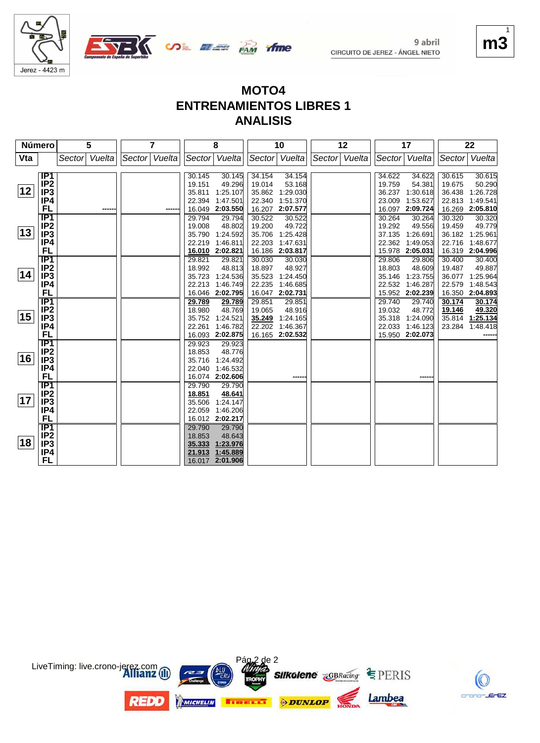9 abril
CIRCUITO DE JEREZ - ÁNGEL NIETO

m3

# MOTO4
## ENTRENAMIENTOS LIBRES 1
## ANALISIS

| Vta | | 5 Sector | 5 Vuelta | 7 Sector | 7 Vuelta | 8 Sector | 8 Vuelta | 10 Sector | 10 Vuelta | 12 Sector | 12 Vuelta | 17 Sector | 17 Vuelta | 22 Sector | 22 Vuelta |
|---|---|---|---|---|---|---|---|---|---|---|---|---|---|---|---|
| 12 | IP1 | | | | | 30.145 | 30.145 | 34.154 | 34.154 | | | 34.622 | 34.622 | 30.615 | 30.615 |
| | IP2 | | | | | 19.151 | 49.296 | 19.014 | 53.168 | | | 19.759 | 54.381 | 19.675 | 50.290 |
| | IP3 | | | | | 35.811 | 1:25.107 | 35.862 | 1:29.030 | | | 36.237 | 1:30.618 | 36.438 | 1:26.728 |
| | IP4 | | | | | 22.394 | 1:47.501 | 22.340 | 1:51.370 | | | 23.009 | 1:53.627 | 22.813 | 1:49.541 |
| | FL | | ------ | | ------ | 16.049 | **2:03.550** | 16.207 | **2:07.577** | | | 16.097 | **2:09.724** | 16.269 | **2:05.810** |
| 13 | IP1 | | | | | 29.794 | 29.794 | 30.522 | 30.522 | | | 30.264 | 30.264 | 30.320 | 30.320 |
| | IP2 | | | | | 19.008 | 48.802 | 19.200 | 49.722 | | | 19.292 | 49.556 | 19.459 | 49.779 |
| | IP3 | | | | | 35.790 | 1:24.592 | 35.706 | 1:25.428 | | | 37.135 | 1:26.691 | 36.182 | 1:25.961 |
| | IP4 | | | | | 22.219 | 1:46.811 | 22.203 | 1:47.631 | | | 22.362 | 1:49.053 | 22.716 | 1:48.677 |
| | FL | | | | | **16.010** | **2:02.821** | 16.186 | **2:03.817** | | | 15.978 | **2:05.031** | 16.319 | **2:04.996** |
| 14 | IP1 | | | | | 29.821 | 29.821 | 30.030 | 30.030 | | | 29.806 | 29.806 | 30.400 | 30.400 |
| | IP2 | | | | | 18.992 | 48.813 | 18.897 | 48.927 | | | 18.803 | 48.609 | 19.487 | 49.887 |
| | IP3 | | | | | 35.723 | 1:24.536 | 35.523 | 1:24.450 | | | 35.146 | 1:23.755 | 36.077 | 1:25.964 |
| | IP4 | | | | | 22.213 | 1:46.749 | 22.235 | 1:46.685 | | | 22.532 | 1:46.287 | 22.579 | 1:48.543 |
| | FL | | | | | 16.046 | **2:02.795** | 16.047 | **2:02.731** | | | 15.952 | **2:02.239** | 16.350 | **2:04.893** |
| 15 | IP1 | | | | | **29.789** | **29.789** | 29.851 | 29.851 | | | 29.740 | 29.740 | **30.174** | **30.174** |
| | IP2 | | | | | 18.980 | 48.769 | 19.065 | 48.916 | | | 19.032 | 48.772 | **19.146** | **49.320** |
| | IP3 | | | | | 35.752 | 1:24.521 | **35.249** | 1:24.165 | | | 35.318 | 1:24.090 | 35.814 | **1:25.134** |
| | IP4 | | | | | 22.261 | 1:46.782 | 22.202 | 1:46.367 | | | 22.033 | 1:46.123 | 23.284 | 1:48.418 |
| | FL | | | | | 16.093 | **2:02.875** | 16.165 | **2:02.532** | | | 15.950 | **2:02.073** | | ------ |
| 16 | IP1 | | | | | 29.923 | 29.923 | | | | | | | | |
| | IP2 | | | | | 18.853 | 48.776 | | | | | | | | |
| | IP3 | | | | | 35.716 | 1:24.492 | | | | | | | | |
| | IP4 | | | | | 22.040 | 1:46.532 | | | | | | | | |
| | FL | | | | | 16.074 | **2:02.606** | | ------ | | | | ------ | | |
| 17 | IP1 | | | | | 29.790 | 29.790 | | | | | | | | |
| | IP2 | | | | | **18.851** | **48.641** | | | | | | | | |
| | IP3 | | | | | 35.506 | 1:24.147 | | | | | | | | |
| | IP4 | | | | | 22.059 | 1:46.206 | | | | | | | | |
| | FL | | | | | 16.012 | **2:02.217** | | | | | | | | |
| 18 | IP1 | | | | | 29.790 | 29.790 | | | | | | | | |
| | IP2 | | | | | 18.853 | 48.643 | | | | | | | | |
| | IP3 | | | | | **35.333** | **1:23.976** | | | | | | | | |
| | IP4 | | | | | **21.913** | **1:45.889** | | | | | | | | |
| | FL | | | | | 16.017 | **2:01.906** | | | | | | | | |

LiveTiming: live.crono-jerez.com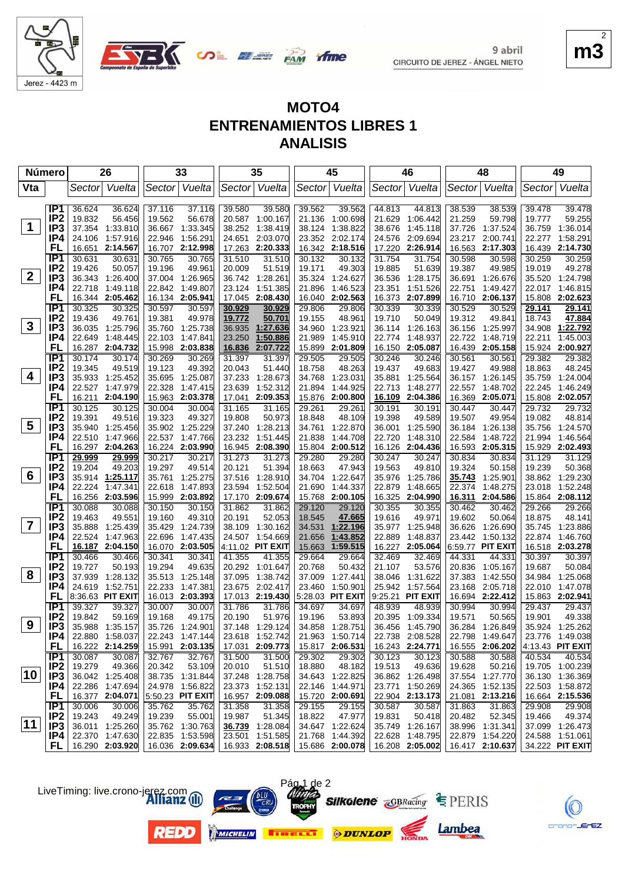9 abril
CIRCUITO DE JEREZ - ÁNGEL NIETO

Jerez - 4423 m

# MOTO4
# ENTRENAMIENTOS LIBRES 1
# ANALISIS

| Vta | | 26 Sector | 26 Vuelta | 33 Sector | 33 Vuelta | 35 Sector | 35 Vuelta | 45 Sector | 45 Vuelta | 46 Sector | 46 Vuelta | 48 Sector | 48 Vuelta | 49 Sector | 49 Vuelta |
|---|---|---|---|---|---|---|---|---|---|---|---|---|---|---|---|
| 1 | IP1 | 36.624 | 36.624 | 37.116 | 37.116 | 39.580 | 39.580 | 39.562 | 39.562 | 44.813 | 44.813 | 38.539 | 38.539 | 39.478 | 39.478 |
| | IP2 | 19.832 | 56.456 | 19.562 | 56.678 | 20.587 | 1:00.167 | 21.136 | 1:00.698 | 21.629 | 1:06.442 | 21.259 | 59.798 | 19.777 | 59.255 |
| | IP3 | 37.354 | 1:33.810 | 36.667 | 1:33.345 | 38.252 | 1:38.419 | 38.124 | 1:38.822 | 38.676 | 1:45.118 | 37.726 | 1:37.524 | 36.759 | 1:36.014 |
| | IP4 | 24.106 | 1:57.916 | 22.946 | 1:56.291 | 24.651 | 2:03.070 | 23.352 | 2:02.174 | 24.576 | 2:09.694 | 23.217 | 2:00.741 | 22.277 | 1:58.291 |
| | FL | 16.651 | 2:14.567 | 16.707 | 2:12.998 | 17.263 | 2:20.333 | 16.342 | 2:18.516 | 17.220 | 2:26.914 | 16.563 | 2:17.303 | 16.439 | 2:14.730 |
| 2 | IP1 | 30.631 | 30.631 | 30.765 | 30.765 | 31.510 | 31.510 | 30.132 | 30.132 | 31.754 | 31.754 | 30.598 | 30.598 | 30.259 | 30.259 |
| | IP2 | 19.426 | 50.057 | 19.196 | 49.961 | 20.009 | 51.519 | 19.171 | 49.303 | 19.885 | 51.639 | 19.387 | 49.985 | 19.019 | 49.278 |
| | IP3 | 36.343 | 1:26.400 | 37.004 | 1:26.965 | 36.742 | 1:28.261 | 35.324 | 1:24.627 | 36.536 | 1:28.175 | 36.691 | 1:26.676 | 35.520 | 1:24.798 |
| | IP4 | 22.718 | 1:49.118 | 22.842 | 1:49.807 | 23.124 | 1:51.385 | 21.896 | 1:46.523 | 23.351 | 1:51.526 | 22.751 | 1:49.427 | 22.017 | 1:46.815 |
| | FL | 16.344 | 2:05.462 | 16.134 | 2:05.941 | 17.045 | 2:08.430 | 16.040 | 2:02.563 | 16.373 | 2:07.899 | 16.710 | 2:06.137 | 15.808 | 2:02.623 |
| 3 | IP1 | 30.325 | 30.325 | 30.597 | 30.597 | 30.929 | 30.929 | 29.806 | 29.806 | 30.339 | 30.339 | 30.529 | 30.529 | 29.141 | 29.141 |
| | IP2 | 19.436 | 49.761 | 19.381 | 49.978 | 19.772 | 50.701 | 19.155 | 48.961 | 19.710 | 50.049 | 19.312 | 49.841 | 18.743 | 47.884 |
| | IP3 | 36.035 | 1:25.796 | 35.760 | 1:25.738 | 36.935 | 1:27.636 | 34.960 | 1:23.921 | 36.114 | 1:26.163 | 36.156 | 1:25.997 | 34.908 | 1:22.792 |
| | IP4 | 22.649 | 1:48.445 | 22.103 | 1:47.841 | 23.250 | 1:50.886 | 21.989 | 1:45.910 | 22.774 | 1:48.937 | 22.722 | 1:48.719 | 22.211 | 1:45.003 |
| | FL | 16.287 | 2:04.732 | 15.998 | 2:03.838 | 16.836 | 2:07.722 | 15.899 | 2:01.809 | 16.150 | 2:05.087 | 16.439 | 2:05.158 | 15.924 | 2:00.927 |
| 4 | IP1 | 30.174 | 30.174 | 30.269 | 30.269 | 31.397 | 31.397 | 29.505 | 29.505 | 30.246 | 30.246 | 30.561 | 30.561 | 29.382 | 29.382 |
| | IP2 | 19.345 | 49.519 | 19.123 | 49.392 | 20.043 | 51.440 | 18.758 | 48.263 | 19.437 | 49.683 | 19.427 | 49.988 | 18.863 | 48.245 |
| | IP3 | 35.933 | 1:25.452 | 35.695 | 1:25.087 | 37.233 | 1:28.673 | 34.768 | 1:23.031 | 35.881 | 1:25.564 | 36.157 | 1:26.145 | 35.759 | 1:24.004 |
| | IP4 | 22.527 | 1:47.979 | 22.328 | 1:47.415 | 23.639 | 1:52.312 | 21.894 | 1:44.925 | 22.713 | 1:48.277 | 22.557 | 1:48.702 | 22.245 | 1:46.249 |
| | FL | 16.211 | 2:04.190 | 15.963 | 2:03.378 | 17.041 | 2:09.353 | 15.876 | 2:00.800 | 16.109 | 2:04.386 | 16.369 | 2:05.071 | 15.808 | 2:02.057 |
| 5 | IP1 | 30.125 | 30.125 | 30.004 | 30.004 | 31.165 | 31.165 | 29.261 | 29.261 | 30.191 | 30.191 | 30.447 | 30.447 | 29.732 | 29.732 |
| | IP2 | 19.391 | 49.516 | 19.323 | 49.327 | 19.808 | 50.973 | 18.848 | 48.109 | 19.398 | 49.589 | 19.507 | 49.954 | 19.082 | 48.814 |
| | IP3 | 35.940 | 1:25.456 | 35.902 | 1:25.229 | 37.240 | 1:28.213 | 34.761 | 1:22.870 | 36.001 | 1:25.590 | 36.184 | 1:26.138 | 35.756 | 1:24.570 |
| | IP4 | 22.510 | 1:47.966 | 22.537 | 1:47.766 | 23.232 | 1:51.445 | 21.838 | 1:44.708 | 22.720 | 1:48.310 | 22.584 | 1:48.722 | 21.994 | 1:46.564 |
| | FL | 16.297 | 2:04.263 | 16.224 | 2:03.990 | 16.945 | 2:08.390 | 15.804 | 2:00.512 | 16.126 | 2:04.436 | 16.593 | 2:05.315 | 15.929 | 2:02.493 |
| 6 | IP1 | 29.999 | 29.999 | 30.217 | 30.217 | 31.273 | 31.273 | 29.280 | 29.280 | 30.247 | 30.247 | 30.834 | 30.834 | 31.129 | 31.129 |
| | IP2 | 19.204 | 49.203 | 19.297 | 49.514 | 20.121 | 51.394 | 18.663 | 47.943 | 19.563 | 49.810 | 19.324 | 50.158 | 19.239 | 50.368 |
| | IP3 | 35.914 | 1:25.117 | 35.761 | 1:25.275 | 37.516 | 1:28.910 | 34.704 | 1:22.647 | 35.976 | 1:25.786 | 35.743 | 1:25.901 | 38.862 | 1:29.230 |
| | IP4 | 22.224 | 1:47.341 | 22.618 | 1:47.893 | 23.594 | 1:52.504 | 21.690 | 1:44.337 | 22.879 | 1:48.665 | 22.374 | 1:48.275 | 23.018 | 1:52.248 |
| | FL | 16.256 | 2:03.596 | 15.999 | 2:03.892 | 17.170 | 2:09.674 | 15.768 | 2:00.105 | 16.325 | 2:04.990 | 16.311 | 2:04.586 | 15.864 | 2:08.112 |
| 7 | IP1 | 30.088 | 30.088 | 30.150 | 30.150 | 31.862 | 31.862 | 29.120 | 29.120 | 30.355 | 30.355 | 30.462 | 30.462 | 29.266 | 29.266 |
| | IP2 | 19.463 | 49.551 | 19.160 | 49.310 | 20.191 | 52.053 | 18.545 | 47.665 | 19.616 | 49.971 | 19.602 | 50.064 | 18.875 | 48.141 |
| | IP3 | 35.888 | 1:25.439 | 35.429 | 1:24.739 | 38.109 | 1:30.162 | 34.531 | 1:22.196 | 35.977 | 1:25.948 | 36.626 | 1:26.690 | 35.745 | 1:23.886 |
| | IP4 | 22.524 | 1:47.963 | 22.696 | 1:47.435 | 24.507 | 1:54.669 | 21.656 | 1:43.852 | 22.889 | 1:48.837 | 23.442 | 1:50.132 | 22.874 | 1:46.760 |
| | FL | 16.187 | 2:04.150 | 16.070 | 2:03.505 | 4:11.02 | PIT EXIT | 15.663 | 1:59.515 | 16.227 | 2:05.064 | 6:59.77 | PIT EXIT | 16.518 | 2:03.278 |
| 8 | IP1 | 30.466 | 30.466 | 30.341 | 30.341 | 41.355 | 41.355 | 29.664 | 29.664 | 32.469 | 32.469 | 44.331 | 44.331 | 30.397 | 30.397 |
| | IP2 | 19.727 | 50.193 | 19.294 | 49.635 | 20.292 | 1:01.647 | 20.768 | 50.432 | 21.107 | 53.576 | 20.836 | 1:05.167 | 19.687 | 50.084 |
| | IP3 | 37.939 | 1:28.132 | 35.513 | 1:25.148 | 37.095 | 1:38.742 | 37.009 | 1:27.441 | 38.046 | 1:31.622 | 37.383 | 1:42.550 | 34.984 | 1:25.068 |
| | IP4 | 24.619 | 1:52.751 | 22.233 | 1:47.381 | 23.675 | 2:02.417 | 23.460 | 1:50.901 | 25.942 | 1:57.564 | 23.168 | 2:05.718 | 22.010 | 1:47.078 |
| | FL | 8:36.63 | PIT EXIT | 16.013 | 2:03.393 | 17.013 | 2:19.430 | 5:28.03 | PIT EXIT | 9:25.21 | PIT EXIT | 16.694 | 2:22.412 | 15.863 | 2:02.941 |
| 9 | IP1 | 39.327 | 39.327 | 30.007 | 30.007 | 31.786 | 31.786 | 34.697 | 34.697 | 48.939 | 48.939 | 30.994 | 30.994 | 29.437 | 29.437 |
| | IP2 | 19.842 | 59.169 | 19.168 | 49.175 | 20.190 | 51.976 | 19.196 | 53.893 | 20.395 | 1:09.334 | 19.571 | 50.565 | 19.901 | 49.338 |
| | IP3 | 35.988 | 1:35.157 | 35.726 | 1:24.901 | 37.148 | 1:29.124 | 34.858 | 1:28.751 | 36.456 | 1:45.790 | 36.284 | 1:26.849 | 35.924 | 1:25.262 |
| | IP4 | 22.880 | 1:58.037 | 22.243 | 1:47.144 | 23.618 | 1:52.742 | 21.963 | 1:50.714 | 22.738 | 2:08.528 | 22.798 | 1:49.647 | 23.776 | 1:49.038 |
| | FL | 16.222 | 2:14.259 | 15.991 | 2:03.135 | 17.031 | 2:09.773 | 15.817 | 2:06.531 | 16.243 | 2:24.771 | 16.555 | 2:06.202 | 4:13.43 | PIT EXIT |
| 10 | IP1 | 30.087 | 30.087 | 32.767 | 32.767 | 31.500 | 31.500 | 29.302 | 29.302 | 30.123 | 30.123 | 30.588 | 30.588 | 40.534 | 40.534 |
| | IP2 | 19.279 | 49.366 | 20.342 | 53.109 | 20.010 | 51.510 | 18.880 | 48.182 | 19.513 | 49.636 | 19.628 | 50.216 | 19.705 | 1:00.239 |
| | IP3 | 36.042 | 1:25.408 | 38.735 | 1:31.844 | 37.248 | 1:28.758 | 34.643 | 1:22.825 | 36.862 | 1:26.498 | 37.554 | 1:27.770 | 36.130 | 1:36.369 |
| | IP4 | 22.286 | 1:47.694 | 24.978 | 1:56.822 | 23.373 | 1:52.131 | 22.146 | 1:44.971 | 23.771 | 1:50.269 | 24.365 | 1:52.135 | 22.503 | 1:58.872 |
| | FL | 16.377 | 2:04.071 | 5:50.23 | PIT EXIT | 16.957 | 2:09.088 | 15.720 | 2:00.691 | 22.904 | 2:13.173 | 21.081 | 2:13.216 | 16.664 | 2:15.536 |
| 11 | IP1 | 30.006 | 30.006 | 35.762 | 35.762 | 31.358 | 31.358 | 29.155 | 29.155 | 30.587 | 30.587 | 31.863 | 31.863 | 29.908 | 29.908 |
| | IP2 | 19.243 | 49.249 | 19.239 | 55.001 | 19.987 | 51.345 | 18.822 | 47.977 | 19.831 | 50.418 | 20.482 | 52.345 | 19.466 | 49.374 |
| | IP3 | 36.011 | 1:25.260 | 35.762 | 1:30.763 | 36.739 | 1:28.084 | 34.647 | 1:22.624 | 35.749 | 1:26.167 | 38.996 | 1:31.341 | 37.099 | 1:26.473 |
| | IP4 | 22.370 | 1:47.630 | 22.835 | 1:53.598 | 23.501 | 1:51.585 | 21.768 | 1:44.392 | 22.628 | 1:48.795 | 22.879 | 1:54.220 | 24.588 | 1:51.061 |
| | FL | 16.290 | 2:03.920 | 16.036 | 2:09.634 | 16.933 | 2:08.518 | 15.686 | 2:00.078 | 16.208 | 2:05.002 | 16.417 | 2:10.637 | 34.222 | PIT EXIT |

LiveTiming: live.crono-jerez.com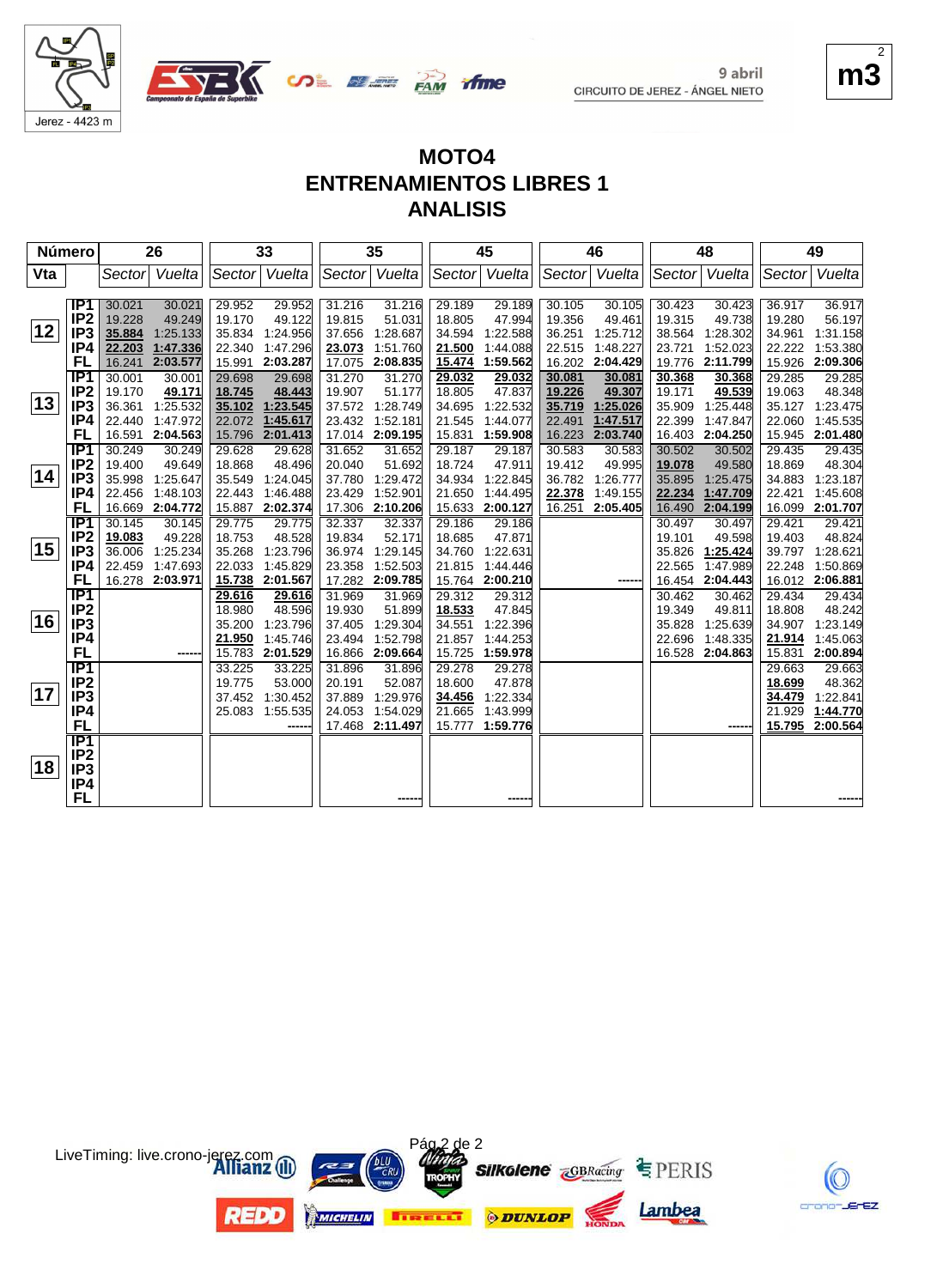9 abril

CIRCUITO DE JEREZ - ÁNGEL NIETO

Jerez - 4423 m

m3

# MOTO4
## ENTRENAMIENTOS LIBRES 1
## ANALISIS

| Número | | 26 | | 33 | | 35 | | 45 | | 46 | | 48 | | 49 | |
|---|---|---|---|---|---|---|---|---|---|---|---|---|---|---|---|
| Vta | | Sector | Vuelta | Sector | Vuelta | Sector | Vuelta | Sector | Vuelta | Sector | Vuelta | Sector | Vuelta | Sector | Vuelta |
| 12 | IP1 | 30.021 | 30.021 | 29.952 | 29.952 | 31.216 | 31.216 | 29.189 | 29.189 | 30.105 | 30.105 | 30.423 | 30.423 | 36.917 | 36.917 |
| | IP2 | 19.228 | 49.249 | 19.170 | 49.122 | 19.815 | 51.031 | 18.805 | 47.994 | 19.356 | 49.461 | 19.315 | 49.738 | 19.280 | 56.197 |
| | IP3 | 35.884 | 1:25.133 | 35.834 | 1:24.956 | 37.656 | 1:28.687 | 34.594 | 1:22.588 | 36.251 | 1:25.712 | 38.564 | 1:28.302 | 34.961 | 1:31.158 |
| | IP4 | 22.203 | 1:47.336 | 22.340 | 1:47.296 | 23.073 | 1:51.760 | 21.500 | 1:44.088 | 22.515 | 1:48.227 | 23.721 | 1:52.023 | 22.222 | 1:53.380 |
| | FL | 16.241 | 2:03.577 | 15.991 | 2:03.287 | 17.075 | 2:08.835 | 15.474 | 1:59.562 | 16.202 | 2:04.429 | 19.776 | 2:11.799 | 15.926 | 2:09.306 |
| 13 | IP1 | 30.001 | 30.001 | 29.698 | 29.698 | 31.270 | 31.270 | 29.032 | 29.032 | 30.081 | 30.081 | 30.368 | 30.368 | 29.285 | 29.285 |
| | IP2 | 19.170 | 49.171 | 18.745 | 48.443 | 19.907 | 51.177 | 18.805 | 47.837 | 19.226 | 49.307 | 19.171 | 49.539 | 19.063 | 48.348 |
| | IP3 | 36.361 | 1:25.532 | 35.102 | 1:23.545 | 37.572 | 1:28.749 | 34.695 | 1:22.532 | 35.719 | 1:25.026 | 35.909 | 1:25.448 | 35.127 | 1:23.475 |
| | IP4 | 22.440 | 1:47.972 | 22.072 | 1:45.617 | 23.432 | 1:52.181 | 21.545 | 1:44.077 | 22.491 | 1:47.517 | 22.399 | 1:47.847 | 22.060 | 1:45.535 |
| | FL | 16.591 | 2:04.563 | 15.796 | 2:01.413 | 17.014 | 2:09.195 | 15.831 | 1:59.908 | 16.223 | 2:03.740 | 16.403 | 2:04.250 | 15.945 | 2:01.480 |
| 14 | IP1 | 30.249 | 30.249 | 29.628 | 29.628 | 31.652 | 31.652 | 29.187 | 29.187 | 30.583 | 30.583 | 30.502 | 30.502 | 29.435 | 29.435 |
| | IP2 | 19.400 | 49.649 | 18.868 | 48.496 | 20.040 | 51.692 | 18.724 | 47.911 | 19.412 | 49.995 | 19.078 | 49.580 | 18.869 | 48.304 |
| | IP3 | 35.998 | 1:25.647 | 35.549 | 1:24.045 | 37.780 | 1:29.472 | 34.934 | 1:22.845 | 36.782 | 1:26.777 | 35.895 | 1:25.475 | 34.883 | 1:23.187 |
| | IP4 | 22.456 | 1:48.103 | 22.443 | 1:46.488 | 23.429 | 1:52.901 | 21.650 | 1:44.495 | 22.378 | 1:49.155 | 22.234 | 1:47.709 | 22.421 | 1:45.608 |
| | FL | 16.669 | 2:04.772 | 15.887 | 2:02.374 | 17.306 | 2:10.206 | 15.633 | 2:00.127 | 16.251 | 2:05.405 | 16.490 | 2:04.199 | 16.099 | 2:01.707 |
| 15 | IP1 | 30.145 | 30.145 | 29.775 | 29.775 | 32.337 | 32.337 | 29.186 | 29.186 | | | 30.497 | 30.497 | 29.421 | 29.421 |
| | IP2 | 19.083 | 49.228 | 18.753 | 48.528 | 19.834 | 52.171 | 18.685 | 47.871 | | | 19.101 | 49.598 | 19.403 | 48.824 |
| | IP3 | 36.006 | 1:25.234 | 35.268 | 1:23.796 | 36.974 | 1:29.145 | 34.760 | 1:22.631 | | | 35.826 | 1:25.424 | 39.797 | 1:28.621 |
| | IP4 | 22.459 | 1:47.693 | 22.033 | 1:45.829 | 23.358 | 1:52.503 | 21.815 | 1:44.446 | | | 22.565 | 1:47.989 | 22.248 | 1:50.869 |
| | FL | 16.278 | 2:03.971 | 15.738 | 2:01.567 | 17.282 | 2:09.785 | 15.764 | 2:00.210 | | ------ | 16.454 | 2:04.443 | 16.012 | 2:06.881 |
| 16 | IP1 | | | 29.616 | 29.616 | 31.969 | 31.969 | 29.312 | 29.312 | | | 30.462 | 30.462 | 29.434 | 29.434 |
| | IP2 | | | 18.980 | 48.596 | 19.930 | 51.899 | 18.533 | 47.845 | | | 19.349 | 49.811 | 18.808 | 48.242 |
| | IP3 | | | 35.200 | 1:23.796 | 37.405 | 1:29.304 | 34.551 | 1:22.396 | | | 35.828 | 1:25.639 | 34.907 | 1:23.149 |
| | IP4 | | | 21.950 | 1:45.746 | 23.494 | 1:52.798 | 21.857 | 1:44.253 | | | 22.696 | 1:48.335 | 21.914 | 1:45.063 |
| | FL | | ------ | 15.783 | 2:01.529 | 16.866 | 2:09.664 | 15.725 | 1:59.978 | | | 16.528 | 2:04.863 | 15.831 | 2:00.894 |
| 17 | IP1 | | | 33.225 | 33.225 | 31.896 | 31.896 | 29.278 | 29.278 | | | | | 29.663 | 29.663 |
| | IP2 | | | 19.775 | 53.000 | 20.191 | 52.087 | 18.600 | 47.878 | | | | | 18.699 | 48.362 |
| | IP3 | | | 37.452 | 1:30.452 | 37.889 | 1:29.976 | 34.456 | 1:22.334 | | | | | 34.479 | 1:22.841 |
| | IP4 | | | 25.083 | 1:55.535 | 24.053 | 1:54.029 | 21.665 | 1:43.999 | | | | | 21.929 | 1:44.770 |
| | FL | | | | ------ | 17.468 | 2:11.497 | 15.777 | 1:59.776 | | | | ------ | 15.795 | 2:00.564 |
| 18 | IP1 | | | | | | | | | | | | | | |
| | IP2 | | | | | | | | | | | | | | |
| | IP3 | | | | | | | | | | | | | | |
| | IP4 | | | | | | | | | | | | | | |
| | FL | | | | | | ------ | | ------ | | | | | | ------ |

LiveTiming: live.crono-jerez.com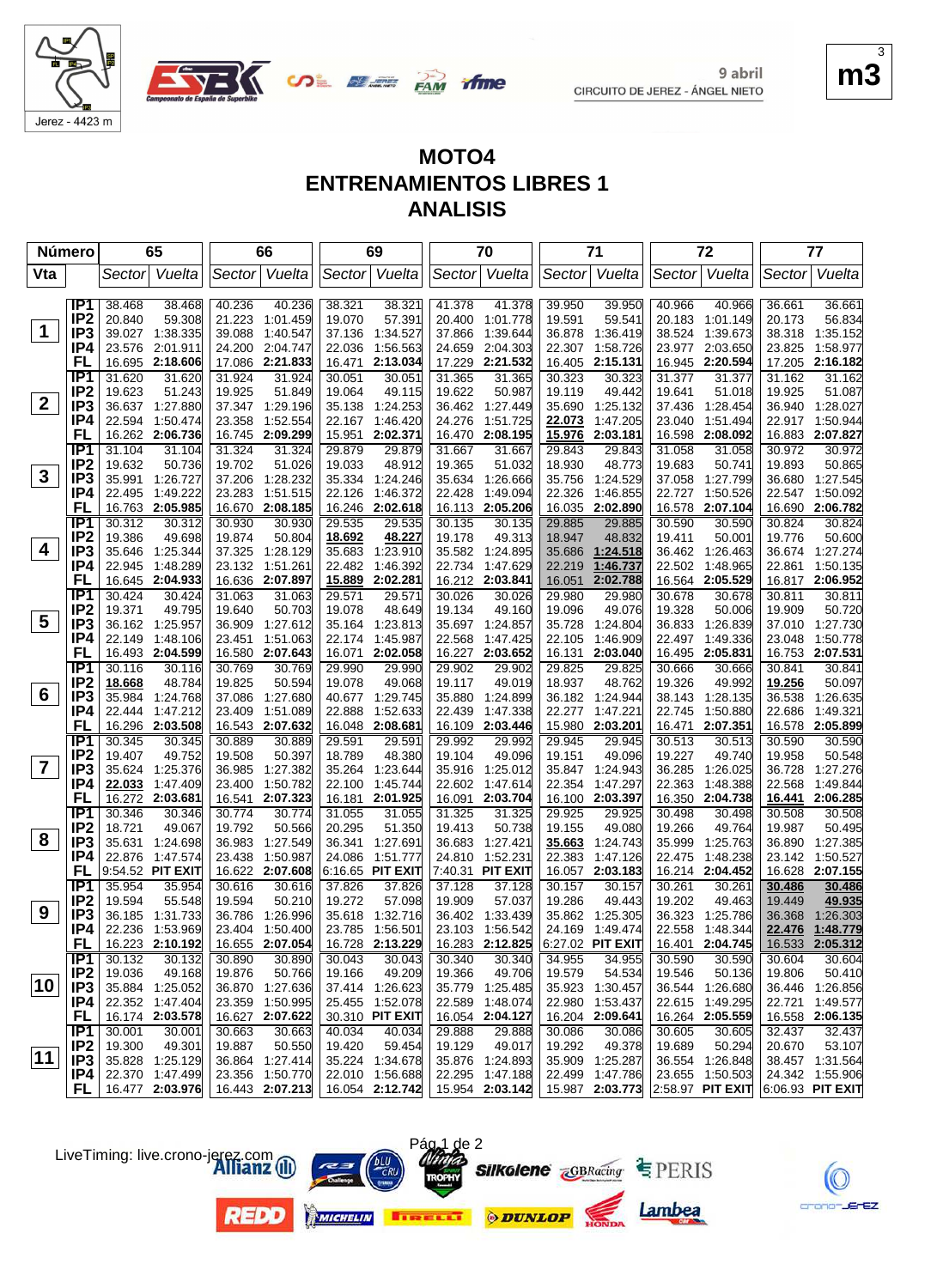# MOTO4
# ENTRENAMIENTOS LIBRES 1
# ANALISIS

9 abril
CIRCUITO DE JEREZ - ÁNGEL NIETO

Jerez - 4423 m

| Número | | 65 | | 66 | | 69 | | 70 | | 71 | | 72 | | 77 | |
|---|---|---|---|---|---|---|---|---|---|---|---|---|---|---|---|
| Vta | | Sector | Vuelta | Sector | Vuelta | Sector | Vuelta | Sector | Vuelta | Sector | Vuelta | Sector | Vuelta | Sector | Vuelta |
| 1 | IP1 | 38.468 | 38.468 | 40.236 | 40.236 | 38.321 | 38.321 | 41.378 | 41.378 | 39.950 | 39.950 | 40.966 | 40.966 | 36.661 | 36.661 |
| | IP2 | 20.840 | 59.308 | 21.223 | 1:01.459 | 19.070 | 57.391 | 20.400 | 1:01.778 | 19.591 | 59.541 | 20.183 | 1:01.149 | 20.173 | 56.834 |
| | IP3 | 39.027 | 1:38.335 | 39.088 | 1:40.547 | 37.136 | 1:34.527 | 37.866 | 1:39.644 | 36.878 | 1:36.419 | 38.524 | 1:39.673 | 38.318 | 1:35.152 |
| | IP4 | 23.576 | 2:01.911 | 24.200 | 2:04.747 | 22.036 | 1:56.563 | 24.659 | 2:04.303 | 22.307 | 1:58.726 | 23.977 | 2:03.650 | 23.825 | 1:58.977 |
| | FL | 16.695 | 2:18.606 | 17.086 | 2:21.833 | 16.471 | 2:13.034 | 17.229 | 2:21.532 | 16.405 | 2:15.131 | 16.945 | 2:20.594 | 17.205 | 2:16.182 |
| 2 | IP1 | 31.620 | 31.620 | 31.924 | 31.924 | 30.051 | 30.051 | 31.365 | 31.365 | 30.323 | 30.323 | 31.377 | 31.377 | 31.162 | 31.162 |
| | IP2 | 19.623 | 51.243 | 19.925 | 51.849 | 19.064 | 49.115 | 19.622 | 50.987 | 19.119 | 49.442 | 19.641 | 51.018 | 19.925 | 51.087 |
| | IP3 | 36.637 | 1:27.880 | 37.347 | 1:29.196 | 35.138 | 1:24.253 | 36.462 | 1:27.449 | 35.690 | 1:25.132 | 37.436 | 1:28.454 | 36.940 | 1:28.027 |
| | IP4 | 22.594 | 1:50.474 | 23.358 | 1:52.554 | 22.167 | 1:46.420 | 24.276 | 1:51.725 | 22.073 | 1:47.205 | 23.040 | 1:51.494 | 22.917 | 1:50.944 |
| | FL | 16.262 | 2:06.736 | 16.745 | 2:09.299 | 15.951 | 2:02.371 | 16.470 | 2:08.195 | 15.976 | 2:03.181 | 16.598 | 2:08.092 | 16.883 | 2:07.827 |
| 3 | IP1 | 31.104 | 31.104 | 31.324 | 31.324 | 29.879 | 29.879 | 31.667 | 31.667 | 29.843 | 29.843 | 31.058 | 31.058 | 30.972 | 30.972 |
| | IP2 | 19.632 | 50.736 | 19.702 | 51.026 | 19.033 | 48.912 | 19.365 | 51.032 | 18.930 | 48.773 | 19.683 | 50.741 | 19.893 | 50.865 |
| | IP3 | 35.991 | 1:26.727 | 37.206 | 1:28.232 | 35.334 | 1:24.246 | 35.634 | 1:26.666 | 35.756 | 1:24.529 | 37.058 | 1:27.799 | 36.680 | 1:27.545 |
| | IP4 | 22.495 | 1:49.222 | 23.283 | 1:51.515 | 22.126 | 1:46.372 | 22.428 | 1:49.094 | 22.326 | 1:46.855 | 22.727 | 1:50.526 | 22.547 | 1:50.092 |
| | FL | 16.763 | 2:05.985 | 16.582 | 2:08.097 | 16.246 | 2:02.618 | 16.113 | 2:05.206 | 16.035 | 2:02.890 | 16.578 | 2:07.104 | 16.690 | 2:06.782 |
| 4 | IP1 | 30.312 | 30.312 | 30.930 | 30.930 | 29.535 | 29.535 | 30.135 | 30.135 | 29.885 | 29.885 | 30.590 | 30.590 | 30.824 | 30.824 |
| | IP2 | 19.386 | 49.698 | 19.874 | 50.804 | 18.692 | 48.227 | 19.178 | 49.313 | 18.947 | 48.832 | 19.411 | 50.001 | 19.776 | 50.600 |
| | IP3 | 35.646 | 1:25.344 | 37.325 | 1:28.129 | 35.683 | 1:23.910 | 35.582 | 1:24.895 | 35.686 | 1:24.518 | 36.462 | 1:26.463 | 36.674 | 1:27.274 |
| | IP4 | 22.945 | 1:48.289 | 23.132 | 1:51.261 | 22.482 | 1:46.392 | 22.734 | 1:47.629 | 22.219 | 1:46.737 | 22.502 | 1:48.965 | 22.861 | 1:50.135 |
| | FL | 16.645 | 2:04.933 | 16.636 | 2:07.897 | 15.889 | 2:02.281 | 16.212 | 2:03.841 | 16.051 | 2:02.788 | 16.564 | 2:05.529 | 16.817 | 2:06.952 |
| 5 | IP1 | 30.424 | 30.424 | 31.063 | 31.063 | 29.571 | 29.571 | 30.026 | 30.026 | 29.980 | 29.980 | 30.678 | 30.678 | 30.811 | 30.811 |
| | IP2 | 19.371 | 49.795 | 19.640 | 50.703 | 19.078 | 48.649 | 19.134 | 49.160 | 19.096 | 49.076 | 19.328 | 50.006 | 19.909 | 50.720 |
| | IP3 | 36.162 | 1:25.957 | 36.909 | 1:27.612 | 35.164 | 1:23.813 | 35.697 | 1:24.857 | 35.728 | 1:24.804 | 36.833 | 1:26.839 | 37.010 | 1:27.730 |
| | IP4 | 22.149 | 1:48.106 | 23.451 | 1:51.063 | 22.174 | 1:45.987 | 22.568 | 1:47.425 | 22.105 | 1:46.909 | 22.497 | 1:49.336 | 23.048 | 1:50.778 |
| | FL | 16.493 | 2:04.599 | 16.580 | 2:07.643 | 16.071 | 2:02.058 | 16.227 | 2:03.652 | 16.131 | 2:03.040 | 16.495 | 2:05.831 | 16.753 | 2:07.531 |
| 6 | IP1 | 30.116 | 30.116 | 30.769 | 30.769 | 29.990 | 29.990 | 29.902 | 29.902 | 29.825 | 29.825 | 30.666 | 30.666 | 30.841 | 30.841 |
| | IP2 | 18.668 | 48.784 | 19.825 | 50.594 | 19.078 | 49.068 | 19.117 | 49.019 | 18.937 | 48.762 | 19.326 | 49.992 | 19.256 | 50.097 |
| | IP3 | 35.984 | 1:24.768 | 37.086 | 1:27.680 | 40.677 | 1:29.745 | 35.880 | 1:24.899 | 36.182 | 1:24.944 | 38.143 | 1:28.135 | 36.538 | 1:26.635 |
| | IP4 | 22.444 | 1:47.212 | 23.409 | 1:51.089 | 22.888 | 1:52.633 | 22.439 | 1:47.338 | 22.277 | 1:47.221 | 22.745 | 1:50.880 | 22.686 | 1:49.321 |
| | FL | 16.296 | 2:03.508 | 16.543 | 2:07.632 | 16.048 | 2:08.681 | 16.109 | 2:03.446 | 15.980 | 2:03.201 | 16.471 | 2:07.351 | 16.578 | 2:05.899 |
| 7 | IP1 | 30.345 | 30.345 | 30.889 | 30.889 | 29.591 | 29.591 | 29.992 | 29.992 | 29.945 | 29.945 | 30.513 | 30.513 | 30.590 | 30.590 |
| | IP2 | 19.407 | 49.752 | 19.508 | 50.397 | 18.789 | 48.380 | 19.104 | 49.096 | 19.151 | 49.096 | 19.227 | 49.740 | 19.958 | 50.548 |
| | IP3 | 35.624 | 1:25.376 | 36.985 | 1:27.382 | 35.264 | 1:23.644 | 35.916 | 1:25.012 | 35.847 | 1:24.943 | 36.285 | 1:26.025 | 36.728 | 1:27.276 |
| | IP4 | 22.033 | 1:47.409 | 23.400 | 1:50.782 | 22.100 | 1:45.744 | 22.602 | 1:47.614 | 22.354 | 1:47.297 | 22.363 | 1:48.388 | 22.568 | 1:49.844 |
| | FL | 16.272 | 2:03.681 | 16.541 | 2:07.323 | 16.181 | 2:01.925 | 16.091 | 2:03.704 | 16.100 | 2:03.397 | 16.350 | 2:04.738 | 16.441 | 2:06.285 |
| 8 | IP1 | 30.346 | 30.346 | 30.774 | 30.774 | 31.055 | 31.055 | 31.325 | 31.325 | 29.925 | 29.925 | 30.498 | 30.498 | 30.508 | 30.508 |
| | IP2 | 18.721 | 49.067 | 19.792 | 50.566 | 20.295 | 51.350 | 19.413 | 50.738 | 19.155 | 49.080 | 19.266 | 49.764 | 19.987 | 50.495 |
| | IP3 | 35.631 | 1:24.698 | 36.983 | 1:27.549 | 36.341 | 1:27.691 | 36.683 | 1:27.421 | 35.663 | 1:24.743 | 35.999 | 1:25.763 | 36.890 | 1:27.385 |
| | IP4 | 22.876 | 1:47.574 | 23.438 | 1:50.987 | 24.086 | 1:51.777 | 24.810 | 1:52.231 | 22.383 | 1:47.126 | 22.475 | 1:48.238 | 23.142 | 1:50.527 |
| | FL | 9:54.52 | PIT EXIT | 16.622 | 2:07.608 | 6:16.65 | PIT EXIT | 7:40.31 | PIT EXIT | 16.057 | 2:03.183 | 16.214 | 2:04.452 | 16.628 | 2:07.155 |
| 9 | IP1 | 35.954 | 35.954 | 30.616 | 30.616 | 37.826 | 37.826 | 37.128 | 37.128 | 30.157 | 30.157 | 30.261 | 30.261 | 30.486 | 30.486 |
| | IP2 | 19.594 | 55.548 | 19.594 | 50.210 | 19.272 | 57.098 | 19.909 | 57.037 | 19.286 | 49.443 | 19.202 | 49.463 | 19.449 | 49.935 |
| | IP3 | 36.185 | 1:31.733 | 36.786 | 1:26.996 | 35.618 | 1:32.716 | 36.402 | 1:33.439 | 35.862 | 1:25.305 | 36.323 | 1:25.786 | 36.368 | 1:26.303 |
| | IP4 | 22.236 | 1:53.969 | 23.404 | 1:50.400 | 23.785 | 1:56.501 | 23.103 | 1:56.542 | 24.169 | 1:49.474 | 22.558 | 1:48.344 | 22.476 | 1:48.779 |
| | FL | 16.223 | 2:10.192 | 16.655 | 2:07.054 | 16.728 | 2:13.229 | 16.283 | 2:12.825 | 6:27.02 | PIT EXIT | 16.401 | 2:04.745 | 16.533 | 2:05.312 |
| 10 | IP1 | 30.132 | 30.132 | 30.890 | 30.890 | 30.043 | 30.043 | 30.340 | 30.340 | 34.955 | 34.955 | 30.590 | 30.590 | 30.604 | 30.604 |
| | IP2 | 19.036 | 49.168 | 19.876 | 50.766 | 19.166 | 49.209 | 19.366 | 49.706 | 19.579 | 54.534 | 19.546 | 50.136 | 19.806 | 50.410 |
| | IP3 | 35.884 | 1:25.052 | 36.870 | 1:27.636 | 37.414 | 1:26.623 | 35.779 | 1:25.485 | 35.923 | 1:30.457 | 36.544 | 1:26.680 | 36.446 | 1:26.856 |
| | IP4 | 22.352 | 1:47.404 | 23.359 | 1:50.995 | 25.455 | 1:52.078 | 22.589 | 1:48.074 | 22.980 | 1:53.437 | 22.615 | 1:49.295 | 22.721 | 1:49.577 |
| | FL | 16.174 | 2:03.578 | 16.627 | 2:07.622 | 30.310 | PIT EXIT | 16.054 | 2:04.127 | 16.204 | 2:09.641 | 16.264 | 2:05.559 | 16.558 | 2:06.135 |
| 11 | IP1 | 30.001 | 30.001 | 30.663 | 30.663 | 40.034 | 40.034 | 29.888 | 29.888 | 30.086 | 30.086 | 30.605 | 30.605 | 32.437 | 32.437 |
| | IP2 | 19.300 | 49.301 | 19.887 | 50.550 | 19.420 | 59.454 | 19.129 | 49.017 | 19.292 | 49.378 | 19.689 | 50.294 | 20.670 | 53.107 |
| | IP3 | 35.828 | 1:25.129 | 36.864 | 1:27.414 | 35.224 | 1:34.678 | 35.876 | 1:24.893 | 35.909 | 1:25.287 | 36.554 | 1:26.848 | 38.457 | 1:31.564 |
| | IP4 | 22.370 | 1:47.499 | 23.356 | 1:50.770 | 22.010 | 1:56.688 | 22.295 | 1:47.188 | 22.499 | 1:47.786 | 23.655 | 1:50.503 | 24.342 | 1:55.906 |
| | FL | 16.477 | 2:03.976 | 16.443 | 2:07.213 | 16.054 | 2:12.742 | 15.954 | 2:03.142 | 15.987 | 2:03.773 | 2:58.97 | PIT EXIT | 6:06.93 | PIT EXIT |

LiveTiming: live.crono-jerez.com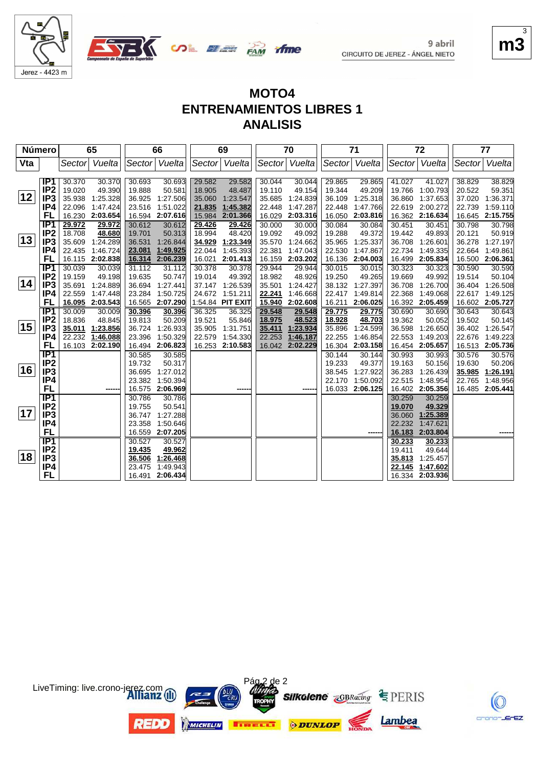9 abril
CIRCUITO DE JEREZ - ÁNGEL NIETO

m3

Jerez - 4423 m

# MOTO4
# ENTRENAMIENTOS LIBRES 1
# ANALISIS

| Número | | 65 | | 66 | | 69 | | 70 | | 71 | | 72 | | 77 | |
|---|---|---|---|---|---|---|---|---|---|---|---|---|---|---|---|
| Vta | | Sector | Vuelta | Sector | Vuelta | Sector | Vuelta | Sector | Vuelta | Sector | Vuelta | Sector | Vuelta | Sector | Vuelta |
| 12 | IP1 | 30.370 | 30.370 | 30.693 | 30.693 | 29.582 | 29.582 | 30.044 | 30.044 | 29.865 | 29.865 | 41.027 | 41.027 | 38.829 | 38.829 |
| | IP2 | 19.020 | 49.390 | 19.888 | 50.581 | 18.905 | 48.487 | 19.110 | 49.154 | 19.344 | 49.209 | 19.766 | 1:00.793 | 20.522 | 59.351 |
| | IP3 | 35.938 | 1:25.328 | 36.925 | 1:27.506 | 35.060 | 1:23.547 | 35.685 | 1:24.839 | 36.109 | 1:25.318 | 36.860 | 1:37.653 | 37.020 | 1:36.371 |
| | IP4 | 22.096 | 1:47.424 | 23.516 | 1:51.022 | 21.835 | 1:45.382 | 22.448 | 1:47.287 | 22.448 | 1:47.766 | 22.619 | 2:00.272 | 22.739 | 1:59.110 |
| | FL | 16.230 | 2:03.654 | 16.594 | 2:07.616 | 15.984 | 2:01.366 | 16.029 | 2:03.316 | 16.050 | 2:03.816 | 16.362 | 2:16.634 | 16.645 | 2:15.755 |
| 13 | IP1 | 29.972 | 29.972 | 30.612 | 30.612 | 29.426 | 29.426 | 30.000 | 30.000 | 30.084 | 30.084 | 30.451 | 30.451 | 30.798 | 30.798 |
| | IP2 | 18.708 | 48.680 | 19.701 | 50.313 | 18.994 | 48.420 | 19.092 | 49.092 | 19.288 | 49.372 | 19.442 | 49.893 | 20.121 | 50.919 |
| | IP3 | 35.609 | 1:24.289 | 36.531 | 1:26.844 | 34.929 | 1:23.349 | 35.570 | 1:24.662 | 35.965 | 1:25.337 | 36.708 | 1:26.601 | 36.278 | 1:27.197 |
| | IP4 | 22.435 | 1:46.724 | 23.081 | 1:49.925 | 22.044 | 1:45.393 | 22.381 | 1:47.043 | 22.530 | 1:47.867 | 22.734 | 1:49.335 | 22.664 | 1:49.861 |
| | FL | 16.115 | 2:02.838 | 16.314 | 2:06.239 | 16.021 | 2:01.413 | 16.159 | 2:03.202 | 16.136 | 2:04.003 | 16.499 | 2:05.834 | 16.500 | 2:06.361 |
| 14 | IP1 | 30.039 | 30.039 | 31.112 | 31.112 | 30.378 | 30.378 | 29.944 | 29.944 | 30.015 | 30.015 | 30.323 | 30.323 | 30.590 | 30.590 |
| | IP2 | 19.159 | 49.198 | 19.635 | 50.747 | 19.014 | 49.392 | 18.982 | 48.926 | 19.250 | 49.265 | 19.669 | 49.992 | 19.514 | 50.104 |
| | IP3 | 35.691 | 1:24.889 | 36.694 | 1:27.441 | 37.147 | 1:26.539 | 35.501 | 1:24.427 | 38.132 | 1:27.397 | 36.708 | 1:26.700 | 36.404 | 1:26.508 |
| | IP4 | 22.559 | 1:47.448 | 23.284 | 1:50.725 | 24.672 | 1:51.211 | 22.241 | 1:46.668 | 22.417 | 1:49.814 | 22.368 | 1:49.068 | 22.617 | 1:49.125 |
| | FL | 16.095 | 2:03.543 | 16.565 | 2:07.290 | 1:54.84 | PIT EXIT | 15.940 | 2:02.608 | 16.211 | 2:06.025 | 16.392 | 2:05.459 | 16.602 | 2:05.727 |
| 15 | IP1 | 30.009 | 30.009 | 30.396 | 30.396 | 36.325 | 36.325 | 29.548 | 29.548 | 29.775 | 29.775 | 30.690 | 30.690 | 30.643 | 30.643 |
| | IP2 | 18.836 | 48.845 | 19.813 | 50.209 | 19.521 | 55.846 | 18.975 | 48.523 | 18.928 | 48.703 | 19.362 | 50.052 | 19.502 | 50.145 |
| | IP3 | 35.011 | 1:23.856 | 36.724 | 1:26.933 | 35.905 | 1:31.751 | 35.411 | 1:23.934 | 35.896 | 1:24.599 | 36.598 | 1:26.650 | 36.402 | 1:26.547 |
| | IP4 | 22.232 | 1:46.088 | 23.396 | 1:50.329 | 22.579 | 1:54.330 | 22.253 | 1:46.187 | 22.255 | 1:46.854 | 22.553 | 1:49.203 | 22.676 | 1:49.223 |
| | FL | 16.103 | 2:02.190 | 16.494 | 2:06.823 | 16.253 | 2:10.583 | 16.042 | 2:02.229 | 16.304 | 2:03.158 | 16.454 | 2:05.657 | 16.513 | 2:05.736 |
| 16 | IP1 | | | 30.585 | 30.585 | | | | | 30.144 | 30.144 | 30.993 | 30.993 | 30.576 | 30.576 |
| | IP2 | | | 19.732 | 50.317 | | | | | 19.233 | 49.377 | 19.163 | 50.156 | 19.630 | 50.206 |
| | IP3 | | | 36.695 | 1:27.012 | | | | | 38.545 | 1:27.922 | 36.283 | 1:26.439 | 35.985 | 1:26.191 |
| | IP4 | | | 23.382 | 1:50.394 | | | | | 22.170 | 1:50.092 | 22.515 | 1:48.954 | 22.765 | 1:48.956 |
| | FL | | ------ | 16.575 | 2:06.969 | | ------ | | ------ | 16.033 | 2:06.125 | 16.402 | 2:05.356 | 16.485 | 2:05.441 |
| 17 | IP1 | | | 30.786 | 30.786 | | | | | | | 30.259 | 30.259 | | |
| | IP2 | | | 19.755 | 50.541 | | | | | | | 19.070 | 49.329 | | |
| | IP3 | | | 36.747 | 1:27.288 | | | | | | | 36.060 | 1:25.389 | | |
| | IP4 | | | 23.358 | 1:50.646 | | | | | | | 22.232 | 1:47.621 | | |
| | FL | | | 16.559 | 2:07.205 | | | | | | ------ | 16.183 | 2:03.804 | | ------ |
| 18 | IP1 | | | 30.527 | 30.527 | | | | | | | 30.233 | 30.233 | | |
| | IP2 | | | 19.435 | 49.962 | | | | | | | 19.411 | 49.644 | | |
| | IP3 | | | 36.506 | 1:26.468 | | | | | | | 35.813 | 1:25.457 | | |
| | IP4 | | | 23.475 | 1:49.943 | | | | | | | 22.145 | 1:47.602 | | |
| | FL | | | 16.491 | 2:06.434 | | | | | | | 16.334 | 2:03.936 | | |

LiveTiming: live.crono-jerez.com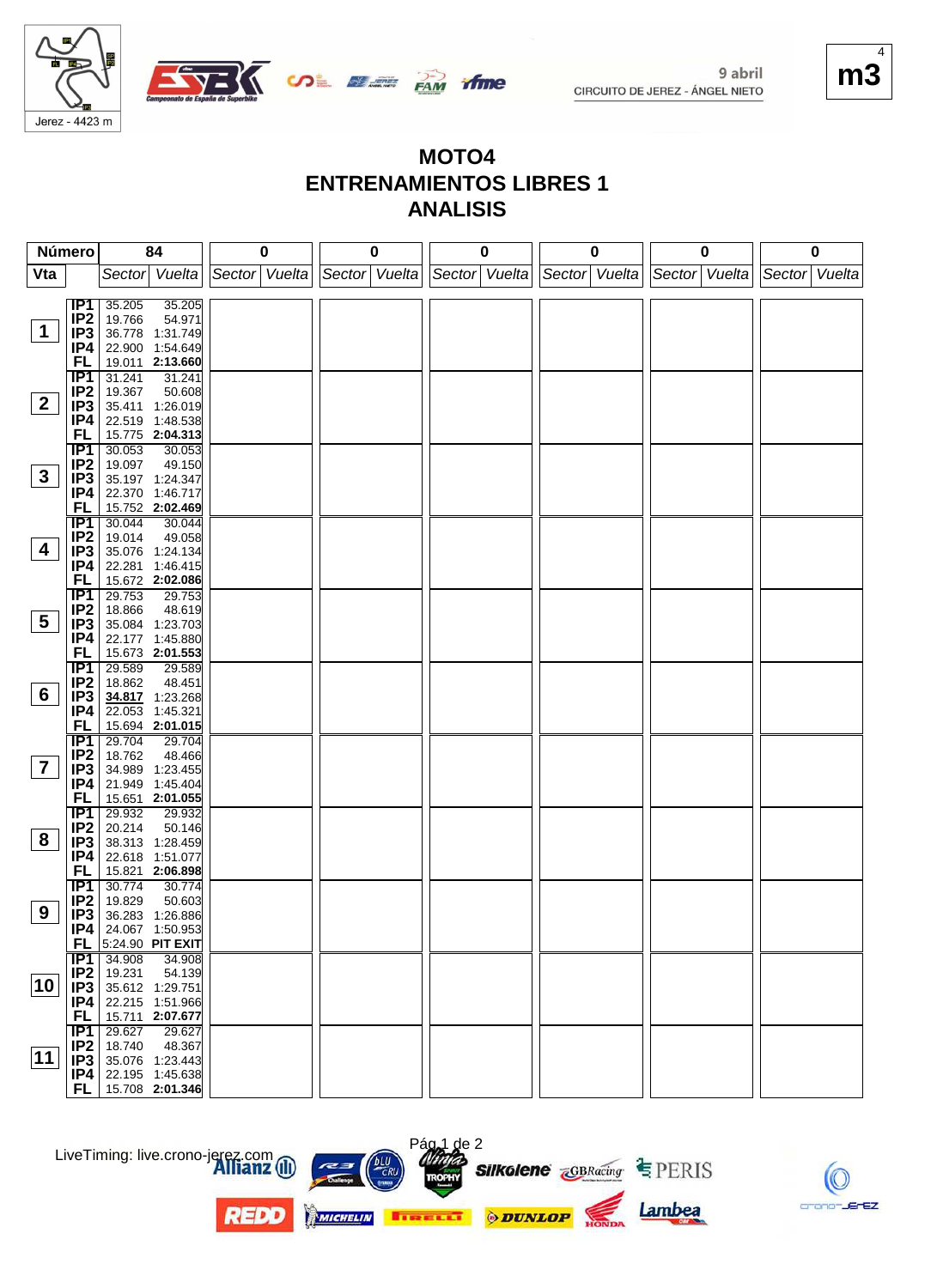# MOTO4
# ENTRENAMIENTOS LIBRES 1
# ANALISIS

9 abril
CIRCUITO DE JEREZ - ÁNGEL NIETO

Jerez - 4423 m

| Vta | | Sector | Vuelta |
|---|---|---|---|
| Número | | 84 | |
| 1 | IP1 | 35.205 | 35.205 |
| | IP2 | 19.766 | 54.971 |
| | IP3 | 36.778 | 1:31.749 |
| | IP4 | 22.900 | 1:54.649 |
| | FL | 19.011 | **2:13.660** |
| 2 | IP1 | 31.241 | 31.241 |
| | IP2 | 19.367 | 50.608 |
| | IP3 | 35.411 | 1:26.019 |
| | IP4 | 22.519 | 1:48.538 |
| | FL | 15.775 | **2:04.313** |
| 3 | IP1 | 30.053 | 30.053 |
| | IP2 | 19.097 | 49.150 |
| | IP3 | 35.197 | 1:24.347 |
| | IP4 | 22.370 | 1:46.717 |
| | FL | 15.752 | **2:02.469** |
| 4 | IP1 | 30.044 | 30.044 |
| | IP2 | 19.014 | 49.058 |
| | IP3 | 35.076 | 1:24.134 |
| | IP4 | 22.281 | 1:46.415 |
| | FL | 15.672 | **2:02.086** |
| 5 | IP1 | 29.753 | 29.753 |
| | IP2 | 18.866 | 48.619 |
| | IP3 | 35.084 | 1:23.703 |
| | IP4 | 22.177 | 1:45.880 |
| | FL | 15.673 | **2:01.553** |
| 6 | IP1 | 29.589 | 29.589 |
| | IP2 | 18.862 | 48.451 |
| | IP3 | 34.817 | 1:23.268 |
| | IP4 | 22.053 | 1:45.321 |
| | FL | 15.694 | **2:01.015** |
| 7 | IP1 | 29.704 | 29.704 |
| | IP2 | 18.762 | 48.466 |
| | IP3 | 34.989 | 1:23.455 |
| | IP4 | 21.949 | 1:45.404 |
| | FL | 15.651 | **2:01.055** |
| 8 | IP1 | 29.932 | 29.932 |
| | IP2 | 20.214 | 50.146 |
| | IP3 | 38.313 | 1:28.459 |
| | IP4 | 22.618 | 1:51.077 |
| | FL | 15.821 | **2:06.898** |
| 9 | IP1 | 30.774 | 30.774 |
| | IP2 | 19.829 | 50.603 |
| | IP3 | 36.283 | 1:26.886 |
| | IP4 | 24.067 | 1:50.953 |
| | FL | 5:24.90 | **PIT EXIT** |
| 10 | IP1 | 34.908 | 34.908 |
| | IP2 | 19.231 | 54.139 |
| | IP3 | 35.612 | 1:29.751 |
| | IP4 | 22.215 | 1:51.966 |
| | FL | 15.711 | **2:07.677** |
| 11 | IP1 | 29.627 | 29.627 |
| | IP2 | 18.740 | 48.367 |
| | IP3 | 35.076 | 1:23.443 |
| | IP4 | 22.195 | 1:45.638 |
| | FL | 15.708 | **2:01.346** |

LiveTiming: live.crono-jerez.com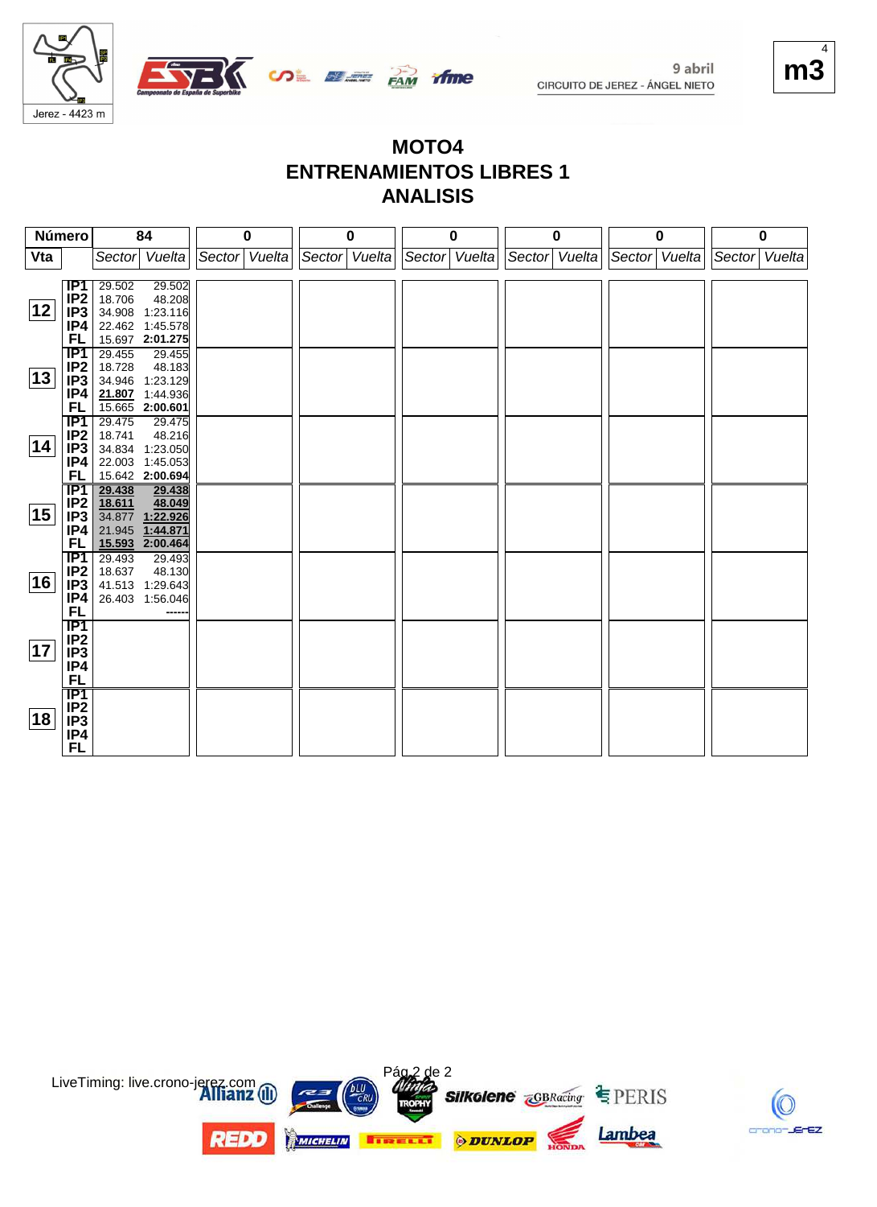9 abril
CIRCUITO DE JEREZ - ÁNGEL NIETO

m3

# MOTO4
## ENTRENAMIENTOS LIBRES 1
## ANALISIS

| Número | | 84 | | 0 | | 0 | | 0 | | 0 | | 0 | | 0 | |
|---|---|---|---|---|---|---|---|---|---|---|---|---|---|---|---|
| Vta | | Sector | Vuelta | Sector | Vuelta | Sector | Vuelta | Sector | Vuelta | Sector | Vuelta | Sector | Vuelta | Sector | Vuelta |
| 12 | IP1 | 29.502 | 29.502 | | | | | | | | | | | | |
| | IP2 | 18.706 | 48.208 | | | | | | | | | | | | |
| | IP3 | 34.908 | 1:23.116 | | | | | | | | | | | | |
| | IP4 | 22.462 | 1:45.578 | | | | | | | | | | | | |
| | FL | 15.697 | **2:01.275** | | | | | | | | | | | | |
| 13 | IP1 | 29.455 | 29.455 | | | | | | | | | | | | |
| | IP2 | 18.728 | 48.183 | | | | | | | | | | | | |
| | IP3 | 34.946 | 1:23.129 | | | | | | | | | | | | |
| | IP4 | **21.807** | 1:44.936 | | | | | | | | | | | | |
| | FL | 15.665 | **2:00.601** | | | | | | | | | | | | |
| 14 | IP1 | 29.475 | 29.475 | | | | | | | | | | | | |
| | IP2 | 18.741 | 48.216 | | | | | | | | | | | | |
| | IP3 | 34.834 | 1:23.050 | | | | | | | | | | | | |
| | IP4 | 22.003 | 1:45.053 | | | | | | | | | | | | |
| | FL | 15.642 | **2:00.694** | | | | | | | | | | | | |
| 15 | IP1 | **29.438** | **29.438** | | | | | | | | | | | | |
| | IP2 | **18.611** | **48.049** | | | | | | | | | | | | |
| | IP3 | 34.877 | **1:22.926** | | | | | | | | | | | | |
| | IP4 | 21.945 | **1:44.871** | | | | | | | | | | | | |
| | FL | **15.593** | **2:00.464** | | | | | | | | | | | | |
| 16 | IP1 | 29.493 | 29.493 | | | | | | | | | | | | |
| | IP2 | 18.637 | 48.130 | | | | | | | | | | | | |
| | IP3 | 41.513 | 1:29.643 | | | | | | | | | | | | |
| | IP4 | 26.403 | 1:56.046 | | | | | | | | | | | | |
| | FL | | ------ | | | | | | | | | | | | |
| 17 | IP1 | | | | | | | | | | | | | | |
| | IP2 | | | | | | | | | | | | | | |
| | IP3 | | | | | | | | | | | | | | |
| | IP4 | | | | | | | | | | | | | | |
| | FL | | | | | | | | | | | | | | |
| 18 | IP1 | | | | | | | | | | | | | | |
| | IP2 | | | | | | | | | | | | | | |
| | IP3 | | | | | | | | | | | | | | |
| | IP4 | | | | | | | | | | | | | | |
| | FL | | | | | | | | | | | | | | |

LiveTiming: live.crono-jerez.com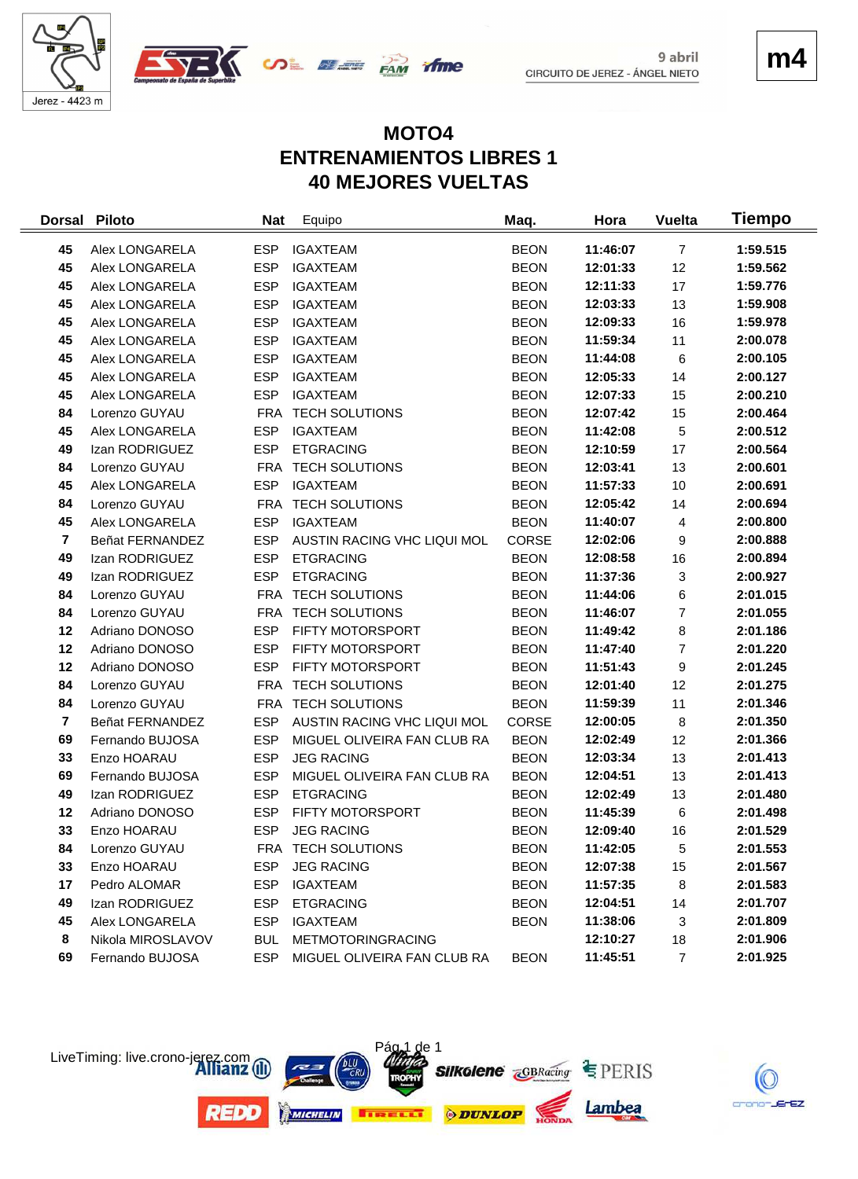Jerez - 4423 m

9 abril
CIRCUITO DE JEREZ - ÁNGEL NIETO

**m4**

# MOTO4
# ENTRENAMIENTOS LIBRES 1
# 40 MEJORES VUELTAS

| Dorsal | Piloto | Nat | Equipo | Maq. | Hora | Vuelta | Tiempo |
|---|---|---|---|---|---|---|---|
| 45 | Alex LONGARELA | ESP | IGAXTEAM | BEON | 11:46:07 | 7 | 1:59.515 |
| 45 | Alex LONGARELA | ESP | IGAXTEAM | BEON | 12:01:33 | 12 | 1:59.562 |
| 45 | Alex LONGARELA | ESP | IGAXTEAM | BEON | 12:11:33 | 17 | 1:59.776 |
| 45 | Alex LONGARELA | ESP | IGAXTEAM | BEON | 12:03:33 | 13 | 1:59.908 |
| 45 | Alex LONGARELA | ESP | IGAXTEAM | BEON | 12:09:33 | 16 | 1:59.978 |
| 45 | Alex LONGARELA | ESP | IGAXTEAM | BEON | 11:59:34 | 11 | 2:00.078 |
| 45 | Alex LONGARELA | ESP | IGAXTEAM | BEON | 11:44:08 | 6 | 2:00.105 |
| 45 | Alex LONGARELA | ESP | IGAXTEAM | BEON | 12:05:33 | 14 | 2:00.127 |
| 45 | Alex LONGARELA | ESP | IGAXTEAM | BEON | 12:07:33 | 15 | 2:00.210 |
| 84 | Lorenzo GUYAU | FRA | TECH SOLUTIONS | BEON | 12:07:42 | 15 | 2:00.464 |
| 45 | Alex LONGARELA | ESP | IGAXTEAM | BEON | 11:42:08 | 5 | 2:00.512 |
| 49 | Izan RODRIGUEZ | ESP | ETGRACING | BEON | 12:10:59 | 17 | 2:00.564 |
| 84 | Lorenzo GUYAU | FRA | TECH SOLUTIONS | BEON | 12:03:41 | 13 | 2:00.601 |
| 45 | Alex LONGARELA | ESP | IGAXTEAM | BEON | 11:57:33 | 10 | 2:00.691 |
| 84 | Lorenzo GUYAU | FRA | TECH SOLUTIONS | BEON | 12:05:42 | 14 | 2:00.694 |
| 45 | Alex LONGARELA | ESP | IGAXTEAM | BEON | 11:40:07 | 4 | 2:00.800 |
| 7 | Beñat FERNANDEZ | ESP | AUSTIN RACING VHC LIQUI MOL | CORSE | 12:02:06 | 9 | 2:00.888 |
| 49 | Izan RODRIGUEZ | ESP | ETGRACING | BEON | 12:08:58 | 16 | 2:00.894 |
| 49 | Izan RODRIGUEZ | ESP | ETGRACING | BEON | 11:37:36 | 3 | 2:00.927 |
| 84 | Lorenzo GUYAU | FRA | TECH SOLUTIONS | BEON | 11:44:06 | 6 | 2:01.015 |
| 84 | Lorenzo GUYAU | FRA | TECH SOLUTIONS | BEON | 11:46:07 | 7 | 2:01.055 |
| 12 | Adriano DONOSO | ESP | FIFTY MOTORSPORT | BEON | 11:49:42 | 8 | 2:01.186 |
| 12 | Adriano DONOSO | ESP | FIFTY MOTORSPORT | BEON | 11:47:40 | 7 | 2:01.220 |
| 12 | Adriano DONOSO | ESP | FIFTY MOTORSPORT | BEON | 11:51:43 | 9 | 2:01.245 |
| 84 | Lorenzo GUYAU | FRA | TECH SOLUTIONS | BEON | 12:01:40 | 12 | 2:01.275 |
| 84 | Lorenzo GUYAU | FRA | TECH SOLUTIONS | BEON | 11:59:39 | 11 | 2:01.346 |
| 7 | Beñat FERNANDEZ | ESP | AUSTIN RACING VHC LIQUI MOL | CORSE | 12:00:05 | 8 | 2:01.350 |
| 69 | Fernando BUJOSA | ESP | MIGUEL OLIVEIRA FAN CLUB RA | BEON | 12:02:49 | 12 | 2:01.366 |
| 33 | Enzo HOARAU | ESP | JEG RACING | BEON | 12:03:34 | 13 | 2:01.413 |
| 69 | Fernando BUJOSA | ESP | MIGUEL OLIVEIRA FAN CLUB RA | BEON | 12:04:51 | 13 | 2:01.413 |
| 49 | Izan RODRIGUEZ | ESP | ETGRACING | BEON | 12:02:49 | 13 | 2:01.480 |
| 12 | Adriano DONOSO | ESP | FIFTY MOTORSPORT | BEON | 11:45:39 | 6 | 2:01.498 |
| 33 | Enzo HOARAU | ESP | JEG RACING | BEON | 12:09:40 | 16 | 2:01.529 |
| 84 | Lorenzo GUYAU | FRA | TECH SOLUTIONS | BEON | 11:42:05 | 5 | 2:01.553 |
| 33 | Enzo HOARAU | ESP | JEG RACING | BEON | 12:07:38 | 15 | 2:01.567 |
| 17 | Pedro ALOMAR | ESP | IGAXTEAM | BEON | 11:57:35 | 8 | 2:01.583 |
| 49 | Izan RODRIGUEZ | ESP | ETGRACING | BEON | 12:04:51 | 14 | 2:01.707 |
| 45 | Alex LONGARELA | ESP | IGAXTEAM | BEON | 11:38:06 | 3 | 2:01.809 |
| 8 | Nikola MIROSLAVOV | BUL | METMOTORINGRACING | | 12:10:27 | 18 | 2:01.906 |
| 69 | Fernando BUJOSA | ESP | MIGUEL OLIVEIRA FAN CLUB RA | BEON | 11:45:51 | 7 | 2:01.925 |

LiveTiming: live.crono-jerez.com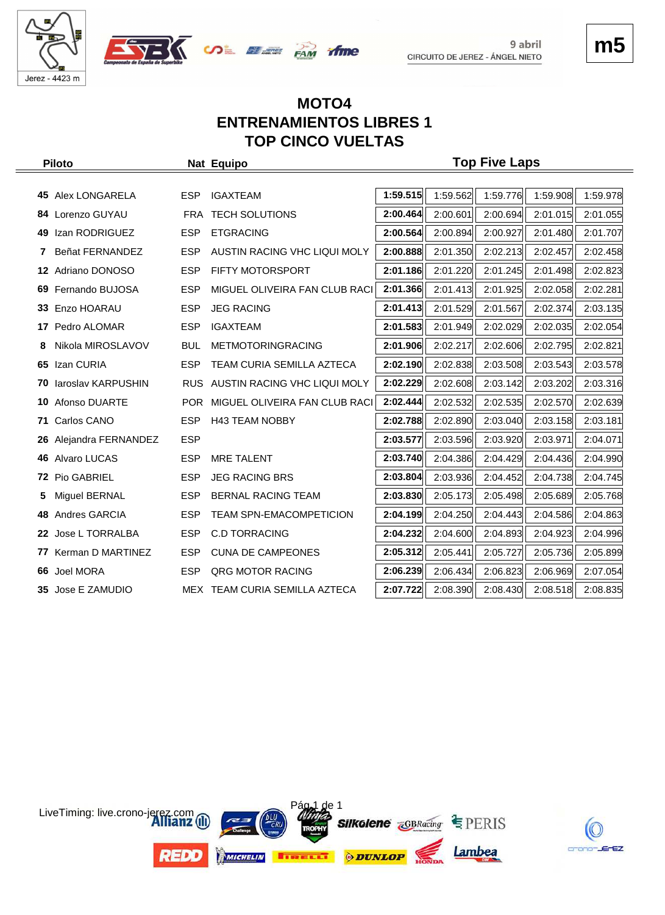# MOTO4
## ENTRENAMIENTOS LIBRES 1
## TOP CINCO VUELTAS

9 abril
CIRCUITO DE JEREZ - ÁNGEL NIETO

Jerez - 4423 m

m5

| Piloto | | Nat | Equipo | Top Five Laps | | | | |
|---|---|---|---|---|---|---|---|---|
| 45 | Alex LONGARELA | ESP | IGAXTEAM | **1:59.515** | 1:59.562 | 1:59.776 | 1:59.908 | 1:59.978 |
| 84 | Lorenzo GUYAU | FRA | TECH SOLUTIONS | **2:00.464** | 2:00.601 | 2:00.694 | 2:01.015 | 2:01.055 |
| 49 | Izan RODRIGUEZ | ESP | ETGRACING | **2:00.564** | 2:00.894 | 2:00.927 | 2:01.480 | 2:01.707 |
| 7 | Beñat FERNANDEZ | ESP | AUSTIN RACING VHC LIQUI MOLY | **2:00.888** | 2:01.350 | 2:02.213 | 2:02.457 | 2:02.458 |
| 12 | Adriano DONOSO | ESP | FIFTY MOTORSPORT | **2:01.186** | 2:01.220 | 2:01.245 | 2:01.498 | 2:02.823 |
| 69 | Fernando BUJOSA | ESP | MIGUEL OLIVEIRA FAN CLUB RACI | **2:01.366** | 2:01.413 | 2:01.925 | 2:02.058 | 2:02.281 |
| 33 | Enzo HOARAU | ESP | JEG RACING | **2:01.413** | 2:01.529 | 2:01.567 | 2:02.374 | 2:03.135 |
| 17 | Pedro ALOMAR | ESP | IGAXTEAM | **2:01.583** | 2:01.949 | 2:02.029 | 2:02.035 | 2:02.054 |
| 8 | Nikola MIROSLAVOV | BUL | METMOTORINGRACING | **2:01.906** | 2:02.217 | 2:02.606 | 2:02.795 | 2:02.821 |
| 65 | Izan CURIA | ESP | TEAM CURIA SEMILLA AZTECA | **2:02.190** | 2:02.838 | 2:03.508 | 2:03.543 | 2:03.578 |
| 70 | Iaroslav KARPUSHIN | RUS | AUSTIN RACING VHC LIQUI MOLY | **2:02.229** | 2:02.608 | 2:03.142 | 2:03.202 | 2:03.316 |
| 10 | Afonso DUARTE | POR | MIGUEL OLIVEIRA FAN CLUB RACI | **2:02.444** | 2:02.532 | 2:02.535 | 2:02.570 | 2:02.639 |
| 71 | Carlos CANO | ESP | H43 TEAM NOBBY | **2:02.788** | 2:02.890 | 2:03.040 | 2:03.158 | 2:03.181 |
| 26 | Alejandra FERNANDEZ | ESP | | **2:03.577** | 2:03.596 | 2:03.920 | 2:03.971 | 2:04.071 |
| 46 | Alvaro LUCAS | ESP | MRE TALENT | **2:03.740** | 2:04.386 | 2:04.429 | 2:04.436 | 2:04.990 |
| 72 | Pio GABRIEL | ESP | JEG RACING BRS | **2:03.804** | 2:03.936 | 2:04.452 | 2:04.738 | 2:04.745 |
| 5 | Miguel BERNAL | ESP | BERNAL RACING TEAM | **2:03.830** | 2:05.173 | 2:05.498 | 2:05.689 | 2:05.768 |
| 48 | Andres GARCIA | ESP | TEAM SPN-EMACOMPETICION | **2:04.199** | 2:04.250 | 2:04.443 | 2:04.586 | 2:04.863 |
| 22 | Jose L TORRALBA | ESP | C.D TORRACING | **2:04.232** | 2:04.600 | 2:04.893 | 2:04.923 | 2:04.996 |
| 77 | Kerman D MARTINEZ | ESP | CUNA DE CAMPEONES | **2:05.312** | 2:05.441 | 2:05.727 | 2:05.736 | 2:05.899 |
| 66 | Joel MORA | ESP | QRG MOTOR RACING | **2:06.239** | 2:06.434 | 2:06.823 | 2:06.969 | 2:07.054 |
| 35 | Jose E ZAMUDIO | MEX | TEAM CURIA SEMILLA AZTECA | **2:07.722** | 2:08.390 | 2:08.430 | 2:08.518 | 2:08.835 |

LiveTiming: live.crono-jerez.com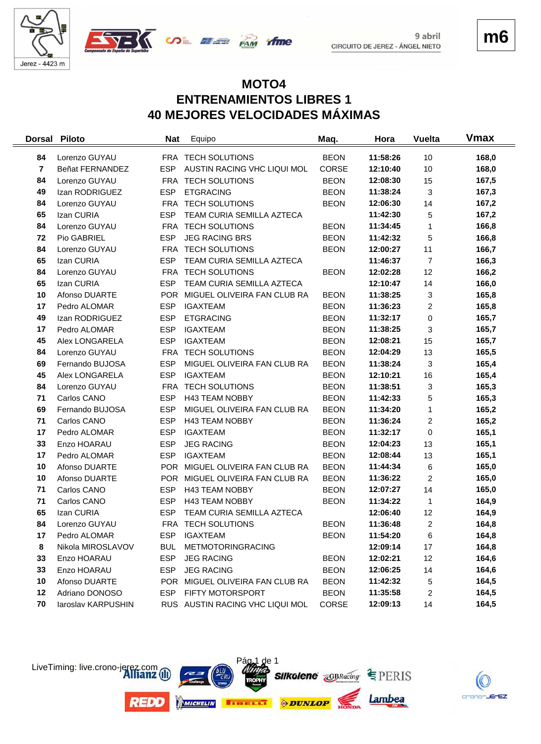m6

# MOTO4
## ENTRENAMIENTOS LIBRES 1
## 40 MEJORES VELOCIDADES MÁXIMAS

Jerez - 4423 m

9 abril
CIRCUITO DE JEREZ - ÁNGEL NIETO

| Dorsal | Piloto | Nat | Equipo | Maq. | Hora | Vuelta | Vmax |
|---|---|---|---|---|---|---|---|
| 84 | Lorenzo GUYAU | FRA | TECH SOLUTIONS | BEON | 11:58:26 | 10 | 168,0 |
| 7 | Beñat FERNANDEZ | ESP | AUSTIN RACING VHC LIQUI MOL | CORSE | 12:10:40 | 10 | 168,0 |
| 84 | Lorenzo GUYAU | FRA | TECH SOLUTIONS | BEON | 12:08:30 | 15 | 167,5 |
| 49 | Izan RODRIGUEZ | ESP | ETGRACING | BEON | 11:38:24 | 3 | 167,3 |
| 84 | Lorenzo GUYAU | FRA | TECH SOLUTIONS | BEON | 12:06:30 | 14 | 167,2 |
| 65 | Izan CURIA | ESP | TEAM CURIA SEMILLA AZTECA | | 11:42:30 | 5 | 167,2 |
| 84 | Lorenzo GUYAU | FRA | TECH SOLUTIONS | BEON | 11:34:45 | 1 | 166,8 |
| 72 | Pio GABRIEL | ESP | JEG RACING BRS | BEON | 11:42:32 | 5 | 166,8 |
| 84 | Lorenzo GUYAU | FRA | TECH SOLUTIONS | BEON | 12:00:27 | 11 | 166,7 |
| 65 | Izan CURIA | ESP | TEAM CURIA SEMILLA AZTECA | | 11:46:37 | 7 | 166,3 |
| 84 | Lorenzo GUYAU | FRA | TECH SOLUTIONS | BEON | 12:02:28 | 12 | 166,2 |
| 65 | Izan CURIA | ESP | TEAM CURIA SEMILLA AZTECA | | 12:10:47 | 14 | 166,0 |
| 10 | Afonso DUARTE | POR | MIGUEL OLIVEIRA FAN CLUB RA | BEON | 11:38:25 | 3 | 165,8 |
| 17 | Pedro ALOMAR | ESP | IGAXTEAM | BEON | 11:36:23 | 2 | 165,8 |
| 49 | Izan RODRIGUEZ | ESP | ETGRACING | BEON | 11:32:17 | 0 | 165,7 |
| 17 | Pedro ALOMAR | ESP | IGAXTEAM | BEON | 11:38:25 | 3 | 165,7 |
| 45 | Alex LONGARELA | ESP | IGAXTEAM | BEON | 12:08:21 | 15 | 165,7 |
| 84 | Lorenzo GUYAU | FRA | TECH SOLUTIONS | BEON | 12:04:29 | 13 | 165,5 |
| 69 | Fernando BUJOSA | ESP | MIGUEL OLIVEIRA FAN CLUB RA | BEON | 11:38:24 | 3 | 165,4 |
| 45 | Alex LONGARELA | ESP | IGAXTEAM | BEON | 12:10:21 | 16 | 165,4 |
| 84 | Lorenzo GUYAU | FRA | TECH SOLUTIONS | BEON | 11:38:51 | 3 | 165,3 |
| 71 | Carlos CANO | ESP | H43 TEAM NOBBY | BEON | 11:42:33 | 5 | 165,3 |
| 69 | Fernando BUJOSA | ESP | MIGUEL OLIVEIRA FAN CLUB RA | BEON | 11:34:20 | 1 | 165,2 |
| 71 | Carlos CANO | ESP | H43 TEAM NOBBY | BEON | 11:36:24 | 2 | 165,2 |
| 17 | Pedro ALOMAR | ESP | IGAXTEAM | BEON | 11:32:17 | 0 | 165,1 |
| 33 | Enzo HOARAU | ESP | JEG RACING | BEON | 12:04:23 | 13 | 165,1 |
| 17 | Pedro ALOMAR | ESP | IGAXTEAM | BEON | 12:08:44 | 13 | 165,1 |
| 10 | Afonso DUARTE | POR | MIGUEL OLIVEIRA FAN CLUB RA | BEON | 11:44:34 | 6 | 165,0 |
| 10 | Afonso DUARTE | POR | MIGUEL OLIVEIRA FAN CLUB RA | BEON | 11:36:22 | 2 | 165,0 |
| 71 | Carlos CANO | ESP | H43 TEAM NOBBY | BEON | 12:07:27 | 14 | 165,0 |
| 71 | Carlos CANO | ESP | H43 TEAM NOBBY | BEON | 11:34:22 | 1 | 164,9 |
| 65 | Izan CURIA | ESP | TEAM CURIA SEMILLA AZTECA | | 12:06:40 | 12 | 164,9 |
| 84 | Lorenzo GUYAU | FRA | TECH SOLUTIONS | BEON | 11:36:48 | 2 | 164,8 |
| 17 | Pedro ALOMAR | ESP | IGAXTEAM | BEON | 11:54:20 | 6 | 164,8 |
| 8 | Nikola MIROSLAVOV | BUL | METMOTORINGRACING | | 12:09:14 | 17 | 164,8 |
| 33 | Enzo HOARAU | ESP | JEG RACING | BEON | 12:02:21 | 12 | 164,6 |
| 33 | Enzo HOARAU | ESP | JEG RACING | BEON | 12:06:25 | 14 | 164,6 |
| 10 | Afonso DUARTE | POR | MIGUEL OLIVEIRA FAN CLUB RA | BEON | 11:42:32 | 5 | 164,5 |
| 12 | Adriano DONOSO | ESP | FIFTY MOTORSPORT | BEON | 11:35:58 | 2 | 164,5 |
| 70 | Iaroslav KARPUSHIN | RUS | AUSTIN RACING VHC LIQUI MOL | CORSE | 12:09:13 | 14 | 164,5 |

LiveTiming: live.crono-jerez.com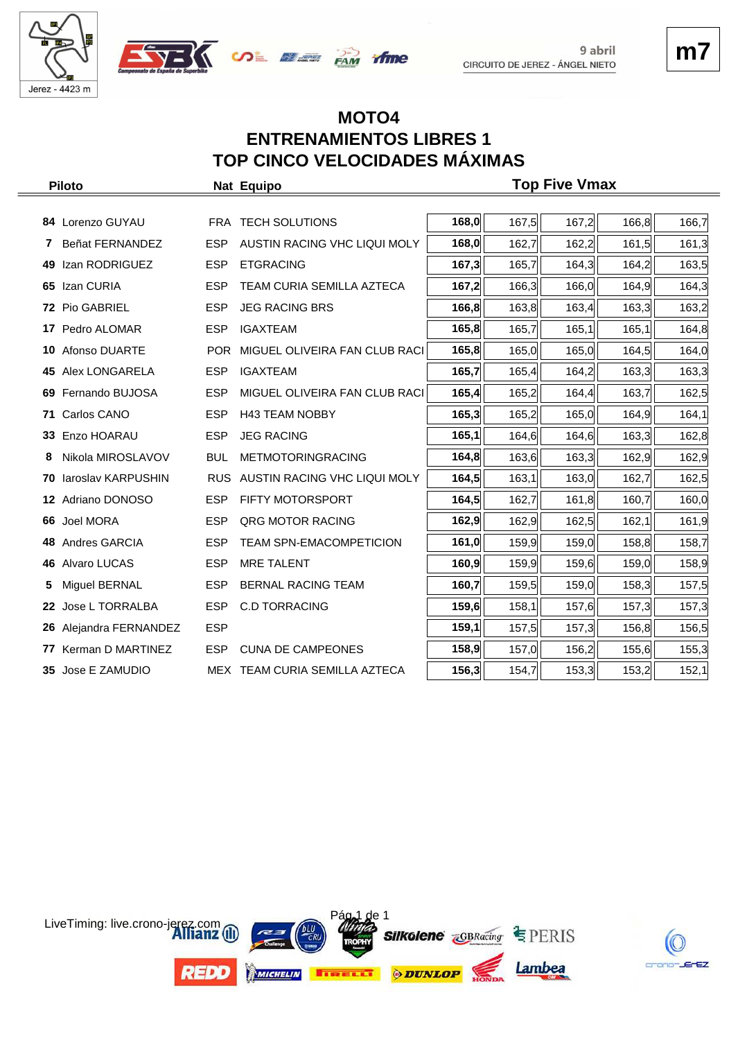m7

9 abril
CIRCUITO DE JEREZ - ÁNGEL NIETO

# MOTO4
## ENTRENAMIENTOS LIBRES 1
## TOP CINCO VELOCIDADES MÁXIMAS

| | Piloto | Nat | Equipo | Top Five Vmax | | | | |
|---|---|---|---|---|---|---|---|---|
| 84 | Lorenzo GUYAU | FRA | TECH SOLUTIONS | **168,0** | 167,5 | 167,2 | 166,8 | 166,7 |
| 7 | Beñat FERNANDEZ | ESP | AUSTIN RACING VHC LIQUI MOLY | **168,0** | 162,7 | 162,2 | 161,5 | 161,3 |
| 49 | Izan RODRIGUEZ | ESP | ETGRACING | **167,3** | 165,7 | 164,3 | 164,2 | 163,5 |
| 65 | Izan CURIA | ESP | TEAM CURIA SEMILLA AZTECA | **167,2** | 166,3 | 166,0 | 164,9 | 164,3 |
| 72 | Pio GABRIEL | ESP | JEG RACING BRS | **166,8** | 163,8 | 163,4 | 163,3 | 163,2 |
| 17 | Pedro ALOMAR | ESP | IGAXTEAM | **165,8** | 165,7 | 165,1 | 165,1 | 164,8 |
| 10 | Afonso DUARTE | POR | MIGUEL OLIVEIRA FAN CLUB RACI | **165,8** | 165,0 | 165,0 | 164,5 | 164,0 |
| 45 | Alex LONGARELA | ESP | IGAXTEAM | **165,7** | 165,4 | 164,2 | 163,3 | 163,3 |
| 69 | Fernando BUJOSA | ESP | MIGUEL OLIVEIRA FAN CLUB RACI | **165,4** | 165,2 | 164,4 | 163,7 | 162,5 |
| 71 | Carlos CANO | ESP | H43 TEAM NOBBY | **165,3** | 165,2 | 165,0 | 164,9 | 164,1 |
| 33 | Enzo HOARAU | ESP | JEG RACING | **165,1** | 164,6 | 164,6 | 163,3 | 162,8 |
| 8 | Nikola MIROSLAVOV | BUL | METMOTORINGRACING | **164,8** | 163,6 | 163,3 | 162,9 | 162,9 |
| 70 | Iaroslav KARPUSHIN | RUS | AUSTIN RACING VHC LIQUI MOLY | **164,5** | 163,1 | 163,0 | 162,7 | 162,5 |
| 12 | Adriano DONOSO | ESP | FIFTY MOTORSPORT | **164,5** | 162,7 | 161,8 | 160,7 | 160,0 |
| 66 | Joel MORA | ESP | QRG MOTOR RACING | **162,9** | 162,9 | 162,5 | 162,1 | 161,9 |
| 48 | Andres GARCIA | ESP | TEAM SPN-EMACOMPETICION | **161,0** | 159,9 | 159,0 | 158,8 | 158,7 |
| 46 | Alvaro LUCAS | ESP | MRE TALENT | **160,9** | 159,9 | 159,6 | 159,0 | 158,9 |
| 5 | Miguel BERNAL | ESP | BERNAL RACING TEAM | **160,7** | 159,5 | 159,0 | 158,3 | 157,5 |
| 22 | Jose L TORRALBA | ESP | C.D TORRACING | **159,6** | 158,1 | 157,6 | 157,3 | 157,3 |
| 26 | Alejandra FERNANDEZ | ESP | | **159,1** | 157,5 | 157,3 | 156,8 | 156,5 |
| 77 | Kerman D MARTINEZ | ESP | CUNA DE CAMPEONES | **158,9** | 157,0 | 156,2 | 155,6 | 155,3 |
| 35 | Jose E ZAMUDIO | MEX | TEAM CURIA SEMILLA AZTECA | **156,3** | 154,7 | 153,3 | 153,2 | 152,1 |

LiveTiming: live.crono-jerez.com